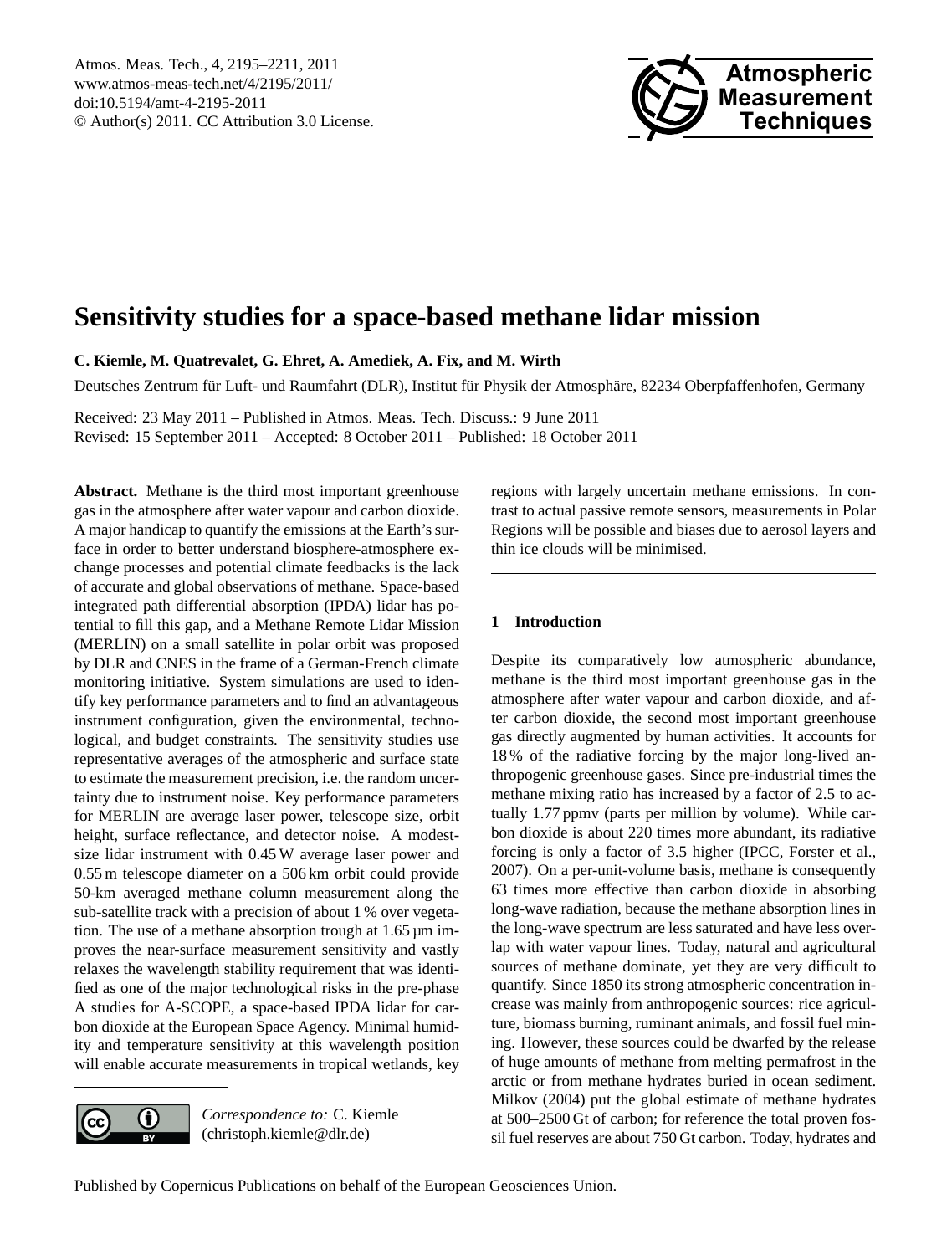# Sensitivity studies for a space-based methane lidar mission

**C. Kiemle, M. Quatrevalet, G. Ehret, A. Amediek, A. Fix, and M. Wirth**

Deutsches Zentrum für Luft- und Raumfahrt (DLR), Institut für Physik der Atmosphäre, 82234 Oberpfaffenhofen, Germany

Received: 23 May 2011 – Published in Atmos. Meas. Tech. Discuss.: 9 June 2011
Revised: 15 September 2011 – Accepted: 8 October 2011 – Published: 18 October 2011

**Abstract.** Methane is the third most important greenhouse gas in the atmosphere after water vapour and carbon dioxide. A major handicap to quantify the emissions at the Earth's surface in order to better understand biosphere-atmosphere exchange processes and potential climate feedbacks is the lack of accurate and global observations of methane. Space-based integrated path differential absorption (IPDA) lidar has potential to fill this gap, and a Methane Remote Lidar Mission (MERLIN) on a small satellite in polar orbit was proposed by DLR and CNES in the frame of a German-French climate monitoring initiative. System simulations are used to identify key performance parameters and to find an advantageous instrument configuration, given the environmental, technological, and budget constraints. The sensitivity studies use representative averages of the atmospheric and surface state to estimate the measurement precision, i.e. the random uncertainty due to instrument noise. Key performance parameters for MERLIN are average laser power, telescope size, orbit height, surface reflectance, and detector noise. A modest-size lidar instrument with 0.45 W average laser power and 0.55 m telescope diameter on a 506 km orbit could provide 50-km averaged methane column measurement along the sub-satellite track with a precision of about 1 % over vegetation. The use of a methane absorption trough at 1.65 µm improves the near-surface measurement sensitivity and vastly relaxes the wavelength stability requirement that was identified as one of the major technological risks in the pre-phase A studies for A-SCOPE, a space-based IPDA lidar for carbon dioxide at the European Space Agency. Minimal humidity and temperature sensitivity at this wavelength position will enable accurate measurements in tropical wetlands, key regions with largely uncertain methane emissions. In contrast to actual passive remote sensors, measurements in Polar Regions will be possible and biases due to aerosol layers and thin ice clouds will be minimised.

*Correspondence to:* C. Kiemle (christoph.kiemle@dlr.de)

## 1 Introduction

Despite its comparatively low atmospheric abundance, methane is the third most important greenhouse gas in the atmosphere after water vapour and carbon dioxide, and after carbon dioxide, the second most important greenhouse gas directly augmented by human activities. It accounts for 18 % of the radiative forcing by the major long-lived anthropogenic greenhouse gases. Since pre-industrial times the methane mixing ratio has increased by a factor of 2.5 to actually 1.77 ppmv (parts per million by volume). While carbon dioxide is about 220 times more abundant, its radiative forcing is only a factor of 3.5 higher (IPCC, Forster et al., 2007). On a per-unit-volume basis, methane is consequently 63 times more effective than carbon dioxide in absorbing long-wave radiation, because the methane absorption lines in the long-wave spectrum are less saturated and have less overlap with water vapour lines. Today, natural and agricultural sources of methane dominate, yet they are very difficult to quantify. Since 1850 its strong atmospheric concentration increase was mainly from anthropogenic sources: rice agriculture, biomass burning, ruminant animals, and fossil fuel mining. However, these sources could be dwarfed by the release of huge amounts of methane from melting permafrost in the arctic or from methane hydrates buried in ocean sediment. Milkov (2004) put the global estimate of methane hydrates at 500–2500 Gt of carbon; for reference the total proven fossil fuel reserves are about 750 Gt carbon. Today, hydrates and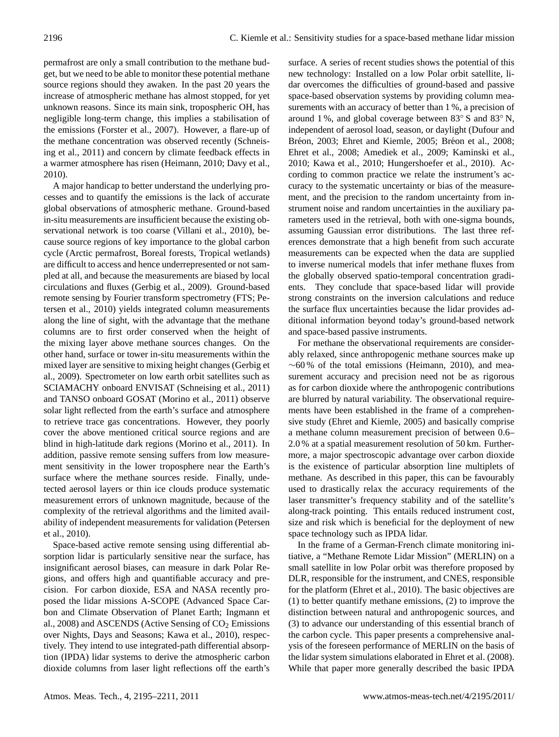permafrost are only a small contribution to the methane budget, but we need to be able to monitor these potential methane source regions should they awaken. In the past 20 years the increase of atmospheric methane has almost stopped, for yet unknown reasons. Since its main sink, tropospheric OH, has negligible long-term change, this implies a stabilisation of the emissions (Forster et al., 2007). However, a flare-up of the methane concentration was observed recently (Schneising et al., 2011) and concern by climate feedback effects in a warmer atmosphere has risen (Heimann, 2010; Davy et al., 2010).

A major handicap to better understand the underlying processes and to quantify the emissions is the lack of accurate global observations of atmospheric methane. Ground-based in-situ measurements are insufficient because the existing observational network is too coarse (Villani et al., 2010), because source regions of key importance to the global carbon cycle (Arctic permafrost, Boreal forests, Tropical wetlands) are difficult to access and hence underrepresented or not sampled at all, and because the measurements are biased by local circulations and fluxes (Gerbig et al., 2009). Ground-based remote sensing by Fourier transform spectrometry (FTS; Petersen et al., 2010) yields integrated column measurements along the line of sight, with the advantage that the methane columns are to first order conserved when the height of the mixing layer above methane sources changes. On the other hand, surface or tower in-situ measurements within the mixed layer are sensitive to mixing height changes (Gerbig et al., 2009). Spectrometer on low earth orbit satellites such as SCIAMACHY onboard ENVISAT (Schneising et al., 2011) and TANSO onboard GOSAT (Morino et al., 2011) observe solar light reflected from the earth's surface and atmosphere to retrieve trace gas concentrations. However, they poorly cover the above mentioned critical source regions and are blind in high-latitude dark regions (Morino et al., 2011). In addition, passive remote sensing suffers from low measurement sensitivity in the lower troposphere near the Earth's surface where the methane sources reside. Finally, undetected aerosol layers or thin ice clouds produce systematic measurement errors of unknown magnitude, because of the complexity of the retrieval algorithms and the limited availability of independent measurements for validation (Petersen et al., 2010).

Space-based active remote sensing using differential absorption lidar is particularly sensitive near the surface, has insignificant aerosol biases, can measure in dark Polar Regions, and offers high and quantifiable accuracy and precision. For carbon dioxide, ESA and NASA recently proposed the lidar missions A-SCOPE (Advanced Space Carbon and Climate Observation of Planet Earth; Ingmann et al., 2008) and ASCENDS (Active Sensing of $CO_2$ Emissions over Nights, Days and Seasons; Kawa et al., 2010), respectively. They intend to use integrated-path differential absorption (IPDA) lidar systems to derive the atmospheric carbon dioxide columns from laser light reflections off the earth's surface. A series of recent studies shows the potential of this new technology: Installed on a low Polar orbit satellite, lidar overcomes the difficulties of ground-based and passive space-based observation systems by providing column measurements with an accuracy of better than 1 %, a precision of around 1 %, and global coverage between 83° S and 83° N, independent of aerosol load, season, or daylight (Dufour and Bréon, 2003; Ehret and Kiemle, 2005; Bréon et al., 2008; Ehret et al., 2008; Amediek et al., 2009; Kaminski et al., 2010; Kawa et al., 2010; Hungershoefer et al., 2010). According to common practice we relate the instrument's accuracy to the systematic uncertainty or bias of the measurement, and the precision to the random uncertainty from instrument noise and random uncertainties in the auxiliary parameters used in the retrieval, both with one-sigma bounds, assuming Gaussian error distributions. The last three references demonstrate that a high benefit from such accurate measurements can be expected when the data are supplied to inverse numerical models that infer methane fluxes from the globally observed spatio-temporal concentration gradients. They conclude that space-based lidar will provide strong constraints on the inversion calculations and reduce the surface flux uncertainties because the lidar provides additional information beyond today's ground-based network and space-based passive instruments.

For methane the observational requirements are considerably relaxed, since anthropogenic methane sources make up $\sim$60 % of the total emissions (Heimann, 2010), and measurement accuracy and precision need not be as rigorous as for carbon dioxide where the anthropogenic contributions are blurred by natural variability. The observational requirements have been established in the frame of a comprehensive study (Ehret and Kiemle, 2005) and basically comprise a methane column measurement precision of between 0.6–2.0 % at a spatial measurement resolution of 50 km. Furthermore, a major spectroscopic advantage over carbon dioxide is the existence of particular absorption line multiplets of methane. As described in this paper, this can be favourably used to drastically relax the accuracy requirements of the laser transmitter's frequency stability and of the satellite's along-track pointing. This entails reduced instrument cost, size and risk which is beneficial for the deployment of new space technology such as IPDA lidar.

In the frame of a German-French climate monitoring initiative, a "Methane Remote Lidar Mission" (MERLIN) on a small satellite in low Polar orbit was therefore proposed by DLR, responsible for the instrument, and CNES, responsible for the platform (Ehret et al., 2010). The basic objectives are (1) to better quantify methane emissions, (2) to improve the distinction between natural and anthropogenic sources, and (3) to advance our understanding of this essential branch of the carbon cycle. This paper presents a comprehensive analysis of the foreseen performance of MERLIN on the basis of the lidar system simulations elaborated in Ehret et al. (2008). While that paper more generally described the basic IPDA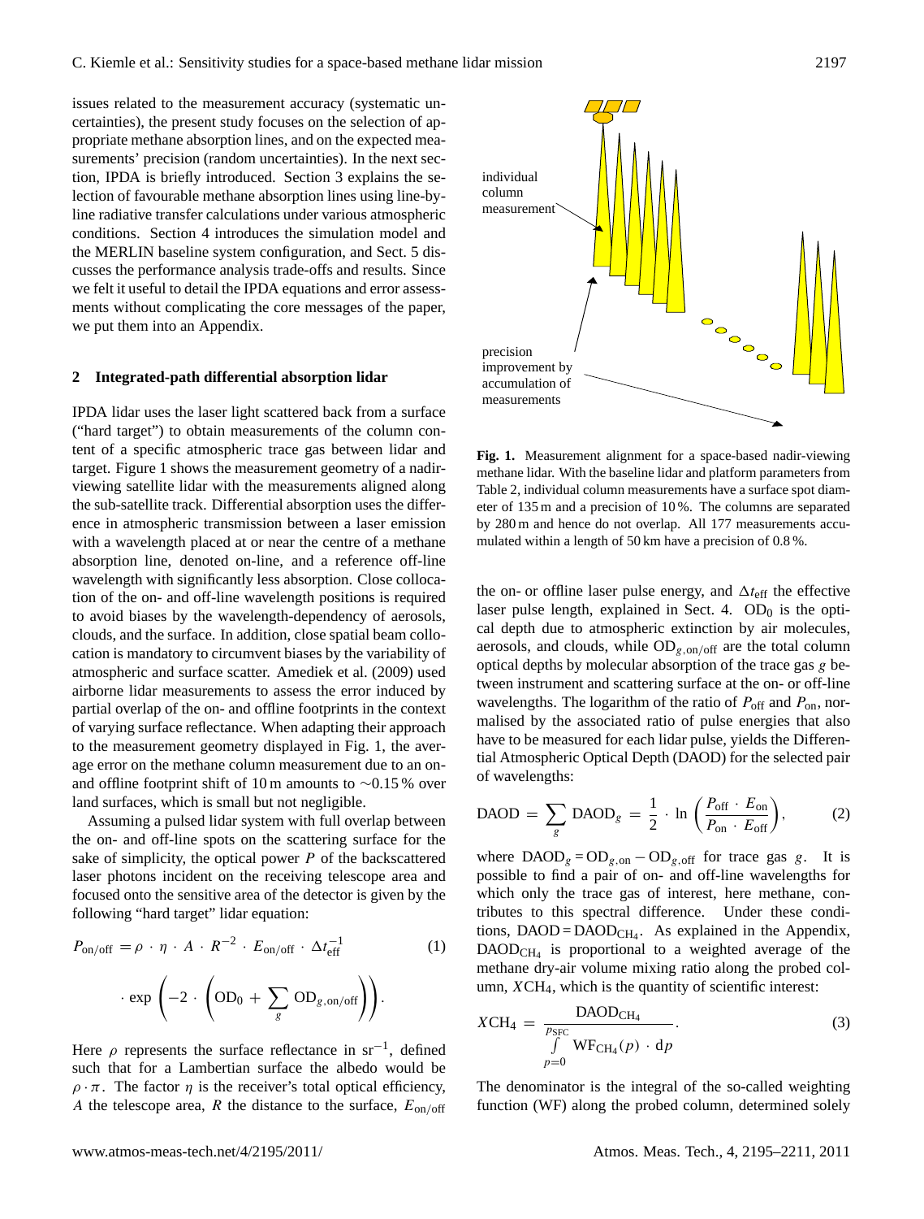issues related to the measurement accuracy (systematic uncertainties), the present study focuses on the selection of appropriate methane absorption lines, and on the expected measurements' precision (random uncertainties). In the next section, IPDA is briefly introduced. Section 3 explains the selection of favourable methane absorption lines using line-by-line radiative transfer calculations under various atmospheric conditions. Section 4 introduces the simulation model and the MERLIN baseline system configuration, and Sect. 5 discusses the performance analysis trade-offs and results. Since we felt it useful to detail the IPDA equations and error assessments without complicating the core messages of the paper, we put them into an Appendix.

## 2 Integrated-path differential absorption lidar

IPDA lidar uses the laser light scattered back from a surface ("hard target") to obtain measurements of the column content of a specific atmospheric trace gas between lidar and target. Figure 1 shows the measurement geometry of a nadir-viewing satellite lidar with the measurements aligned along the sub-satellite track. Differential absorption uses the difference in atmospheric transmission between a laser emission with a wavelength placed at or near the centre of a methane absorption line, denoted on-line, and a reference off-line wavelength with significantly less absorption. Close collocation of the on- and off-line wavelength positions is required to avoid biases by the wavelength-dependency of aerosols, clouds, and the surface. In addition, close spatial beam collocation is mandatory to circumvent biases by the variability of atmospheric and surface scatter. Amediek et al. (2009) used airborne lidar measurements to assess the error induced by partial overlap of the on- and offline footprints in the context of varying surface reflectance. When adapting their approach to the measurement geometry displayed in Fig. 1, the average error on the methane column measurement due to an on- and offline footprint shift of 10 m amounts to ∼0.15 % over land surfaces, which is small but not negligible.

Assuming a pulsed lidar system with full overlap between the on- and off-line spots on the scattering surface for the sake of simplicity, the optical power $P$ of the backscattered laser photons incident on the receiving telescope area and focused onto the sensitive area of the detector is given by the following "hard target" lidar equation:

$$P_{\mathrm{on/off}} = \rho \cdot \eta \cdot A \cdot R^{-2} \cdot E_{\mathrm{on/off}} \cdot \Delta t_{\mathrm{eff}}^{-1} \cdot \exp\left(-2 \cdot \left(\mathrm{OD}_0 + \sum_g \mathrm{OD}_{g,\mathrm{on/off}}\right)\right). \quad (1)$$

Here $\rho$ represents the surface reflectance in $\mathrm{sr}^{-1}$, defined such that for a Lambertian surface the albedo would be $\rho \cdot \pi$. The factor $\eta$ is the receiver's total optical efficiency, $A$ the telescope area, $R$ the distance to the surface, $E_{\mathrm{on/off}}$ the on- or offline laser pulse energy, and $\Delta t_{\mathrm{eff}}$ the effective laser pulse length, explained in Sect. 4. $\mathrm{OD}_0$ is the optical depth due to atmospheric extinction by air molecules, aerosols, and clouds, while $\mathrm{OD}_{g,\mathrm{on/off}}$ are the total column optical depths by molecular absorption of the trace gas $g$ between instrument and scattering surface at the on- or off-line wavelengths. The logarithm of the ratio of $P_{\mathrm{off}}$ and $P_{\mathrm{on}}$, normalised by the associated ratio of pulse energies that also have to be measured for each lidar pulse, yields the Differential Atmospheric Optical Depth (DAOD) for the selected pair of wavelengths:

$$\mathrm{DAOD} = \sum_g \mathrm{DAOD}_g = \frac{1}{2} \cdot \ln\left(\frac{P_{\mathrm{off}} \cdot E_{\mathrm{on}}}{P_{\mathrm{on}} \cdot E_{\mathrm{off}}}\right), \quad (2)$$

where $\mathrm{DAOD}_g = \mathrm{OD}_{g,\mathrm{on}} - \mathrm{OD}_{g,\mathrm{off}}$ for trace gas $g$. It is possible to find a pair of on- and off-line wavelengths for which only the trace gas of interest, here methane, contributes to this spectral difference. Under these conditions, $\mathrm{DAOD} = \mathrm{DAOD}_{\mathrm{CH_4}}$. As explained in the Appendix, $\mathrm{DAOD}_{\mathrm{CH_4}}$ is proportional to a weighted average of the methane dry-air volume mixing ratio along the probed column, $X\mathrm{CH_4}$, which is the quantity of scientific interest:

$$X\mathrm{CH_4} = \frac{\mathrm{DAOD}_{\mathrm{CH_4}}}{\int_{p=0}^{p_{\mathrm{SFC}}} \mathrm{WF}_{\mathrm{CH_4}}(p) \cdot \mathrm{d}p}. \quad (3)$$

The denominator is the integral of the so-called weighting function (WF) along the probed column, determined solely

individual column measurement

precision improvement by accumulation of measurements

**Fig. 1.** Measurement alignment for a space-based nadir-viewing methane lidar. With the baseline lidar and platform parameters from Table 2, individual column measurements have a surface spot diameter of 135 m and a precision of 10 %. The columns are separated by 280 m and hence do not overlap. All 177 measurements accumulated within a length of 50 km have a precision of 0.8 %.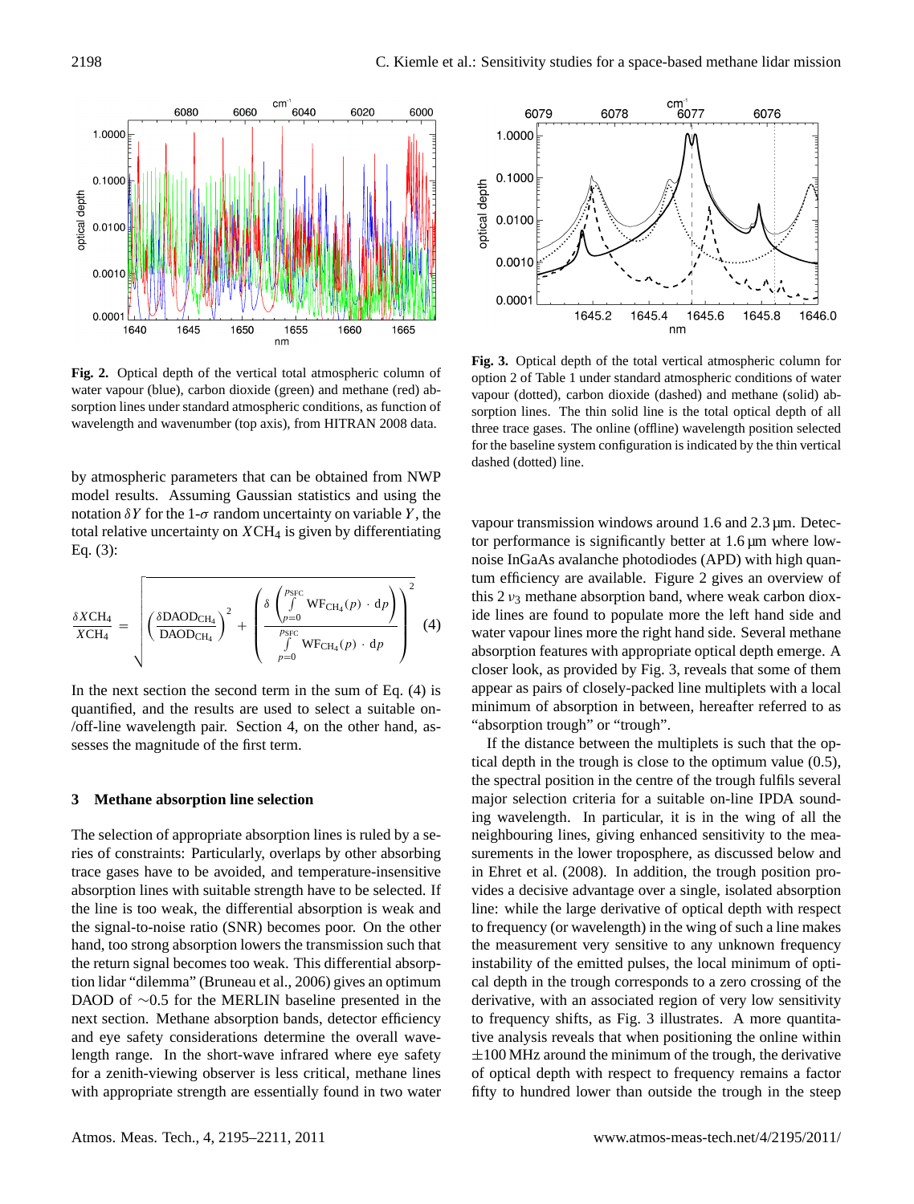cm⁻¹

6080 6060 6040 6020 6000

1.0000

0.1000

0.0100

0.0010

0.0001

optical depth

1640 1645 1650 1655 1660 1665

nm

**Fig. 2.** Optical depth of the vertical total atmospheric column of water vapour (blue), carbon dioxide (green) and methane (red) absorption lines under standard atmospheric conditions, as function of wavelength and wavenumber (top axis), from HITRAN 2008 data.

cm⁻¹

6079 6078 6077 6076

1.0000

0.1000

0.0100

0.0010

0.0001

optical depth

1645.2 1645.4 1645.6 1645.8 1646.0

nm

**Fig. 3.** Optical depth of the total vertical atmospheric column for option 2 of Table 1 under standard atmospheric conditions of water vapour (dotted), carbon dioxide (dashed) and methane (solid) absorption lines. The thin solid line is the total optical depth of all three trace gases. The online (offline) wavelength position selected for the baseline system configuration is indicated by the thin vertical dashed (dotted) line.

by atmospheric parameters that can be obtained from NWP model results. Assuming Gaussian statistics and using the notation $\delta Y$ for the 1-$\sigma$ random uncertainty on variable $Y$, the total relative uncertainty on $XCH_4$ is given by differentiating Eq. (3):

$$\frac{\delta XCH_4}{XCH_4} = \sqrt{\left(\frac{\delta \mathrm{DAOD_{CH_4}}}{\mathrm{DAOD_{CH_4}}}\right)^2 + \left(\frac{\delta\left(\int\limits_{p=0}^{p_{\mathrm{SFC}}} \mathrm{WF_{CH_4}}(p)\cdot \mathrm{d}p\right)}{\int\limits_{p=0}^{p_{\mathrm{SFC}}} \mathrm{WF_{CH_4}}(p)\cdot \mathrm{d}p}\right)^2} \quad (4)$$

In the next section the second term in the sum of Eq. (4) is quantified, and the results are used to select a suitable on-/off-line wavelength pair. Section 4, on the other hand, assesses the magnitude of the first term.

## 3 Methane absorption line selection

The selection of appropriate absorption lines is ruled by a series of constraints: Particularly, overlaps by other absorbing trace gases have to be avoided, and temperature-insensitive absorption lines with suitable strength have to be selected. If the line is too weak, the differential absorption is weak and the signal-to-noise ratio (SNR) becomes poor. On the other hand, too strong absorption lowers the transmission such that the return signal becomes too weak. This differential absorption lidar "dilemma" (Bruneau et al., 2006) gives an optimum DAOD of $\sim$0.5 for the MERLIN baseline presented in the next section. Methane absorption bands, detector efficiency and eye safety considerations determine the overall wavelength range. In the short-wave infrared where eye safety for a zenith-viewing observer is less critical, methane lines with appropriate strength are essentially found in two water vapour transmission windows around 1.6 and 2.3 µm. Detector performance is significantly better at 1.6 µm where low-noise InGaAs avalanche photodiodes (APD) with high quantum efficiency are available. Figure 2 gives an overview of this 2 $\nu_3$ methane absorption band, where weak carbon dioxide lines are found to populate more the left hand side and water vapour lines more the right hand side. Several methane absorption features with appropriate optical depth emerge. A closer look, as provided by Fig. 3, reveals that some of them appear as pairs of closely-packed line multiplets with a local minimum of absorption in between, hereafter referred to as "absorption trough" or "trough".

If the distance between the multiplets is such that the optical depth in the trough is close to the optimum value (0.5), the spectral position in the centre of the trough fulfils several major selection criteria for a suitable on-line IPDA sounding wavelength. In particular, it is in the wing of all the neighbouring lines, giving enhanced sensitivity to the measurements in the lower troposphere, as discussed below and in Ehret et al. (2008). In addition, the trough position provides a decisive advantage over a single, isolated absorption line: while the large derivative of optical depth with respect to frequency (or wavelength) in the wing of such a line makes the measurement very sensitive to any unknown frequency instability of the emitted pulses, the local minimum of optical depth in the trough corresponds to a zero crossing of the derivative, with an associated region of very low sensitivity to frequency shifts, as Fig. 3 illustrates. A more quantitative analysis reveals that when positioning the online within ±100 MHz around the minimum of the trough, the derivative of optical depth with respect to frequency remains a factor fifty to hundred lower than outside the trough in the steep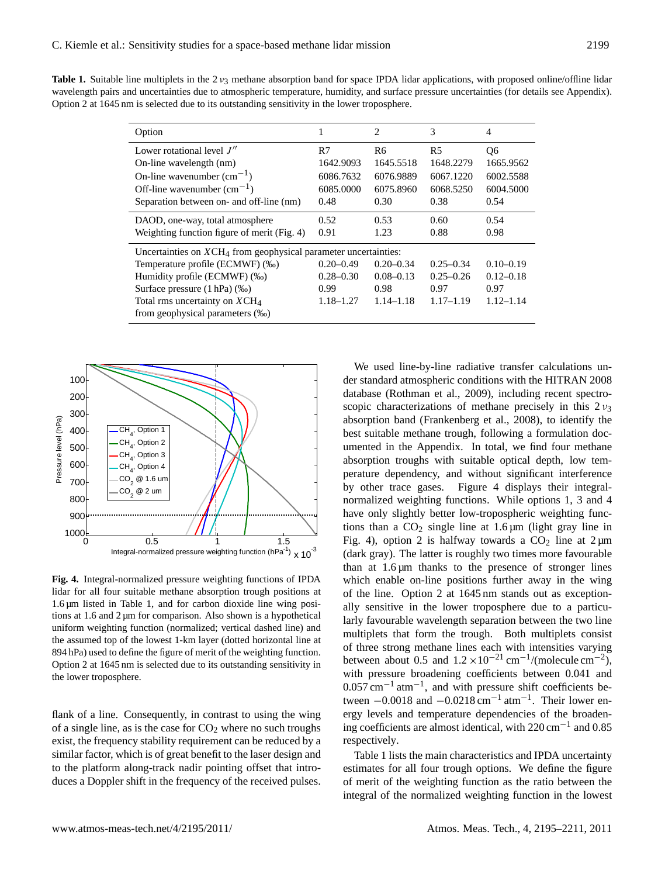**Table 1.** Suitable line multiplets in the $2\nu_3$ methane absorption band for space IPDA lidar applications, with proposed online/offline lidar wavelength pairs and uncertainties due to atmospheric temperature, humidity, and surface pressure uncertainties (for details see Appendix). Option 2 at 1645 nm is selected due to its outstanding sensitivity in the lower troposphere.

| Option | 1 | 2 | 3 | 4 |
|---|---|---|---|---|
| Lower rotational level $J''$ | R7 | R6 | R5 | Q6 |
| On-line wavelength (nm) | 1642.9093 | 1645.5518 | 1648.2279 | 1665.9562 |
| On-line wavenumber ($cm^{-1}$) | 6086.7632 | 6076.9889 | 6067.1220 | 6002.5588 |
| Off-line wavenumber ($cm^{-1}$) | 6085.0000 | 6075.8960 | 6068.5250 | 6004.5000 |
| Separation between on- and off-line (nm) | 0.48 | 0.30 | 0.38 | 0.54 |
| DAOD, one-way, total atmosphere | 0.52 | 0.53 | 0.60 | 0.54 |
| Weighting function figure of merit (Fig. 4) | 0.91 | 1.23 | 0.88 | 0.98 |
| Uncertainties on $XCH_4$ from geophysical parameter uncertainties: | | | | |
| Temperature profile (ECMWF) (‰) | 0.20–0.49 | 0.20–0.34 | 0.25–0.34 | 0.10–0.19 |
| Humidity profile (ECMWF) (‰) | 0.28–0.30 | 0.08–0.13 | 0.25–0.26 | 0.12–0.18 |
| Surface pressure (1 hPa) (‰) | 0.99 | 0.98 | 0.97 | 0.97 |
| Total rms uncertainty on $XCH_4$ from geophysical parameters (‰) | 1.18–1.27 | 1.14–1.18 | 1.17–1.19 | 1.12–1.14 |

Pressure level (hPa)
100
200
300
400
500
600
700
800
900
1000
0
0.5
1
1.5
Integral-normalized pressure weighting function (hPa$^{-1}$) x $10^{-3}$
$CH_4$, Option 1
$CH_4$, Option 2
$CH_4$, Option 3
$CH_4$, Option 4
$CO_2$ @ 1.6 um
$CO_2$ @ 2 um

**Fig. 4.** Integral-normalized pressure weighting functions of IPDA lidar for all four suitable methane absorption trough positions at 1.6 µm listed in Table 1, and for carbon dioxide line wing positions at 1.6 and 2 µm for comparison. Also shown is a hypothetical uniform weighting function (normalized; vertical dashed line) and the assumed top of the lowest 1-km layer (dotted horizontal line at 894 hPa) used to define the figure of merit of the weighting function. Option 2 at 1645 nm is selected due to its outstanding sensitivity in the lower troposphere.

flank of a line. Consequently, in contrast to using the wing of a single line, as is the case for $CO_2$ where no such troughs exist, the frequency stability requirement can be reduced by a similar factor, which is of great benefit to the laser design and to the platform along-track nadir pointing offset that introduces a Doppler shift in the frequency of the received pulses.

We used line-by-line radiative transfer calculations under standard atmospheric conditions with the HITRAN 2008 database (Rothman et al., 2009), including recent spectroscopic characterizations of methane precisely in this $2\nu_3$ absorption band (Frankenberg et al., 2008), to identify the best suitable methane trough, following a formulation documented in the Appendix. In total, we find four methane absorption troughs with suitable optical depth, low temperature dependency, and without significant interference by other trace gases. Figure 4 displays their integral-normalized weighting functions. While options 1, 3 and 4 have only slightly better low-tropospheric weighting functions than a $CO_2$ single line at 1.6 µm (light gray line in Fig. 4), option 2 is halfway towards a $CO_2$ line at 2 µm (dark gray). The latter is roughly two times more favourable than at 1.6 µm thanks to the presence of stronger lines which enable on-line positions further away in the wing of the line. Option 2 at 1645 nm stands out as exceptionally sensitive in the lower troposphere due to a particularly favourable wavelength separation between the two line multiplets that form the trough. Both multiplets consist of three strong methane lines each with intensities varying between about 0.5 and $1.2\times10^{-21}$ $cm^{-1}$/(molecule $cm^{-2}$), with pressure broadening coefficients between 0.041 and 0.057 $cm^{-1}$ $atm^{-1}$, and with pressure shift coefficients between $-0.0018$ and $-0.0218$ $cm^{-1}$ $atm^{-1}$. Their lower energy levels and temperature dependencies of the broadening coefficients are almost identical, with 220 $cm^{-1}$ and 0.85 respectively.

Table 1 lists the main characteristics and IPDA uncertainty estimates for all four trough options. We define the figure of merit of the weighting function as the ratio between the integral of the normalized weighting function in the lowest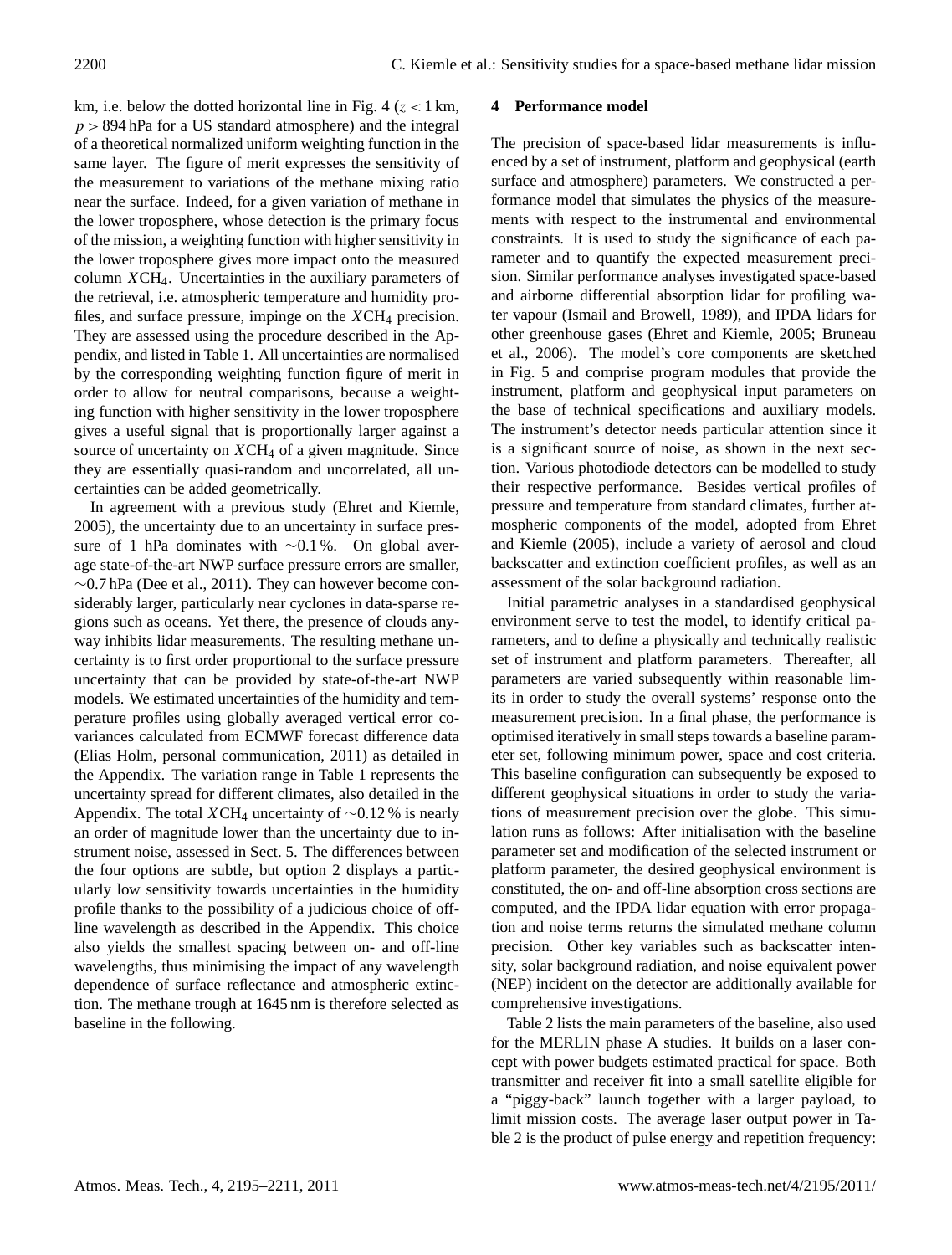km, i.e. below the dotted horizontal line in Fig. 4 ($z < 1$ km, $p > 894$ hPa for a US standard atmosphere) and the integral of a theoretical normalized uniform weighting function in the same layer. The figure of merit expresses the sensitivity of the measurement to variations of the methane mixing ratio near the surface. Indeed, for a given variation of methane in the lower troposphere, whose detection is the primary focus of the mission, a weighting function with higher sensitivity in the lower troposphere gives more impact onto the measured column $XCH_4$. Uncertainties in the auxiliary parameters of the retrieval, i.e. atmospheric temperature and humidity profiles, and surface pressure, impinge on the $XCH_4$ precision. They are assessed using the procedure described in the Appendix, and listed in Table 1. All uncertainties are normalised by the corresponding weighting function figure of merit in order to allow for neutral comparisons, because a weighting function with higher sensitivity in the lower troposphere gives a useful signal that is proportionally larger against a source of uncertainty on $XCH_4$ of a given magnitude. Since they are essentially quasi-random and uncorrelated, all uncertainties can be added geometrically.

In agreement with a previous study (Ehret and Kiemle, 2005), the uncertainty due to an uncertainty in surface pressure of 1 hPa dominates with $\sim$0.1 %. On global average state-of-the-art NWP surface pressure errors are smaller, $\sim$0.7 hPa (Dee et al., 2011). They can however become considerably larger, particularly near cyclones in data-sparse regions such as oceans. Yet there, the presence of clouds anyway inhibits lidar measurements. The resulting methane uncertainty is to first order proportional to the surface pressure uncertainty that can be provided by state-of-the-art NWP models. We estimated uncertainties of the humidity and temperature profiles using globally averaged vertical error covariances calculated from ECMWF forecast difference data (Elias Holm, personal communication, 2011) as detailed in the Appendix. The variation range in Table 1 represents the uncertainty spread for different climates, also detailed in the Appendix. The total $XCH_4$ uncertainty of $\sim$0.12 % is nearly an order of magnitude lower than the uncertainty due to instrument noise, assessed in Sect. 5. The differences between the four options are subtle, but option 2 displays a particularly low sensitivity towards uncertainties in the humidity profile thanks to the possibility of a judicious choice of offline wavelength as described in the Appendix. This choice also yields the smallest spacing between on- and off-line wavelengths, thus minimising the impact of any wavelength dependence of surface reflectance and atmospheric extinction. The methane trough at 1645 nm is therefore selected as baseline in the following.

## 4 Performance model

The precision of space-based lidar measurements is influenced by a set of instrument, platform and geophysical (earth surface and atmosphere) parameters. We constructed a performance model that simulates the physics of the measurements with respect to the instrumental and environmental constraints. It is used to study the significance of each parameter and to quantify the expected measurement precision. Similar performance analyses investigated space-based and airborne differential absorption lidar for profiling water vapour (Ismail and Browell, 1989), and IPDA lidars for other greenhouse gases (Ehret and Kiemle, 2005; Bruneau et al., 2006). The model's core components are sketched in Fig. 5 and comprise program modules that provide the instrument, platform and geophysical input parameters on the base of technical specifications and auxiliary models. The instrument's detector needs particular attention since it is a significant source of noise, as shown in the next section. Various photodiode detectors can be modelled to study their respective performance. Besides vertical profiles of pressure and temperature from standard climates, further atmospheric components of the model, adopted from Ehret and Kiemle (2005), include a variety of aerosol and cloud backscatter and extinction coefficient profiles, as well as an assessment of the solar background radiation.

Initial parametric analyses in a standardised geophysical environment serve to test the model, to identify critical parameters, and to define a physically and technically realistic set of instrument and platform parameters. Thereafter, all parameters are varied subsequently within reasonable limits in order to study the overall systems' response onto the measurement precision. In a final phase, the performance is optimised iteratively in small steps towards a baseline parameter set, following minimum power, space and cost criteria. This baseline configuration can subsequently be exposed to different geophysical situations in order to study the variations of measurement precision over the globe. This simulation runs as follows: After initialisation with the baseline parameter set and modification of the selected instrument or platform parameter, the desired geophysical environment is constituted, the on- and off-line absorption cross sections are computed, and the IPDA lidar equation with error propagation and noise terms returns the simulated methane column precision. Other key variables such as backscatter intensity, solar background radiation, and noise equivalent power (NEP) incident on the detector are additionally available for comprehensive investigations.

Table 2 lists the main parameters of the baseline, also used for the MERLIN phase A studies. It builds on a laser concept with power budgets estimated practical for space. Both transmitter and receiver fit into a small satellite eligible for a "piggy-back" launch together with a larger payload, to limit mission costs. The average laser output power in Table 2 is the product of pulse energy and repetition frequency: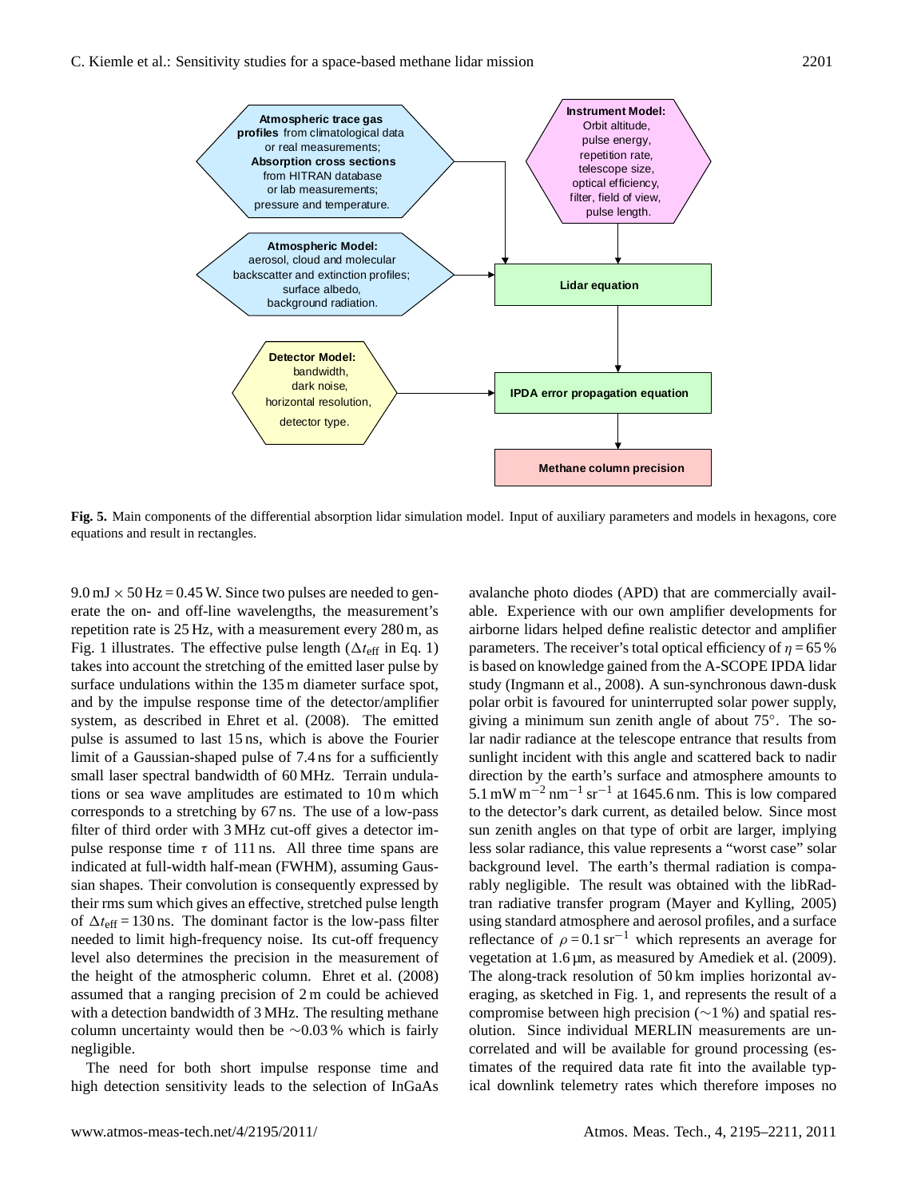Atmospheric trace gas profiles from climatological data or real measurements; Absorption cross sections from HITRAN database or lab measurements; pressure and temperature.

Instrument Model: Orbit altitude, pulse energy, repetition rate, telescope size, optical efficiency, filter, field of view, pulse length.

Atmospheric Model: aerosol, cloud and molecular backscatter and extinction profiles; surface albedo, background radiation.

Lidar equation

Detector Model: bandwidth, dark noise, horizontal resolution, detector type.

IPDA error propagation equation

Methane column precision

**Fig. 5.** Main components of the differential absorption lidar simulation model. Input of auxiliary parameters and models in hexagons, core equations and result in rectangles.

$9.0\,\text{mJ} \times 50\,\text{Hz} = 0.45\,\text{W}$. Since two pulses are needed to generate the on- and off-line wavelengths, the measurement's repetition rate is 25 Hz, with a measurement every 280 m, as Fig. 1 illustrates. The effective pulse length ($\Delta t_{\text{eff}}$ in Eq. 1) takes into account the stretching of the emitted laser pulse by surface undulations within the 135 m diameter surface spot, and by the impulse response time of the detector/amplifier system, as described in Ehret et al. (2008). The emitted pulse is assumed to last 15 ns, which is above the Fourier limit of a Gaussian-shaped pulse of 7.4 ns for a sufficiently small laser spectral bandwidth of 60 MHz. Terrain undulations or sea wave amplitudes are estimated to 10 m which corresponds to a stretching by 67 ns. The use of a low-pass filter of third order with 3 MHz cut-off gives a detector impulse response time $\tau$ of 111 ns. All three time spans are indicated at full-width half-mean (FWHM), assuming Gaussian shapes. Their convolution is consequently expressed by their rms sum which gives an effective, stretched pulse length of $\Delta t_{\text{eff}} = 130\,\text{ns}$. The dominant factor is the low-pass filter needed to limit high-frequency noise. Its cut-off frequency level also determines the precision in the measurement of the height of the atmospheric column. Ehret et al. (2008) assumed that a ranging precision of 2 m could be achieved with a detection bandwidth of 3 MHz. The resulting methane column uncertainty would then be $\sim$0.03 % which is fairly negligible.

The need for both short impulse response time and high detection sensitivity leads to the selection of InGaAs avalanche photo diodes (APD) that are commercially available. Experience with our own amplifier developments for airborne lidars helped define realistic detector and amplifier parameters. The receiver's total optical efficiency of $\eta = 65\,\%$ is based on knowledge gained from the A-SCOPE IPDA lidar study (Ingmann et al., 2008). A sun-synchronous dawn-dusk polar orbit is favoured for uninterrupted solar power supply, giving a minimum sun zenith angle of about $75^\circ$. The solar nadir radiance at the telescope entrance that results from sunlight incident with this angle and scattered back to nadir direction by the earth's surface and atmosphere amounts to $5.1\,\text{mW}\,\text{m}^{-2}\,\text{nm}^{-1}\,\text{sr}^{-1}$ at 1645.6 nm. This is low compared to the detector's dark current, as detailed below. Since most sun zenith angles on that type of orbit are larger, implying less solar radiance, this value represents a "worst case" solar background level. The earth's thermal radiation is comparably negligible. The result was obtained with the libRadtran radiative transfer program (Mayer and Kylling, 2005) using standard atmosphere and aerosol profiles, and a surface reflectance of $\rho = 0.1\,\text{sr}^{-1}$ which represents an average for vegetation at 1.6 µm, as measured by Amediek et al. (2009). The along-track resolution of 50 km implies horizontal averaging, as sketched in Fig. 1, and represents the result of a compromise between high precision ($\sim$1 %) and spatial resolution. Since individual MERLIN measurements are uncorrelated and will be available for ground processing (estimates of the required data rate fit into the available typical downlink telemetry rates which therefore imposes no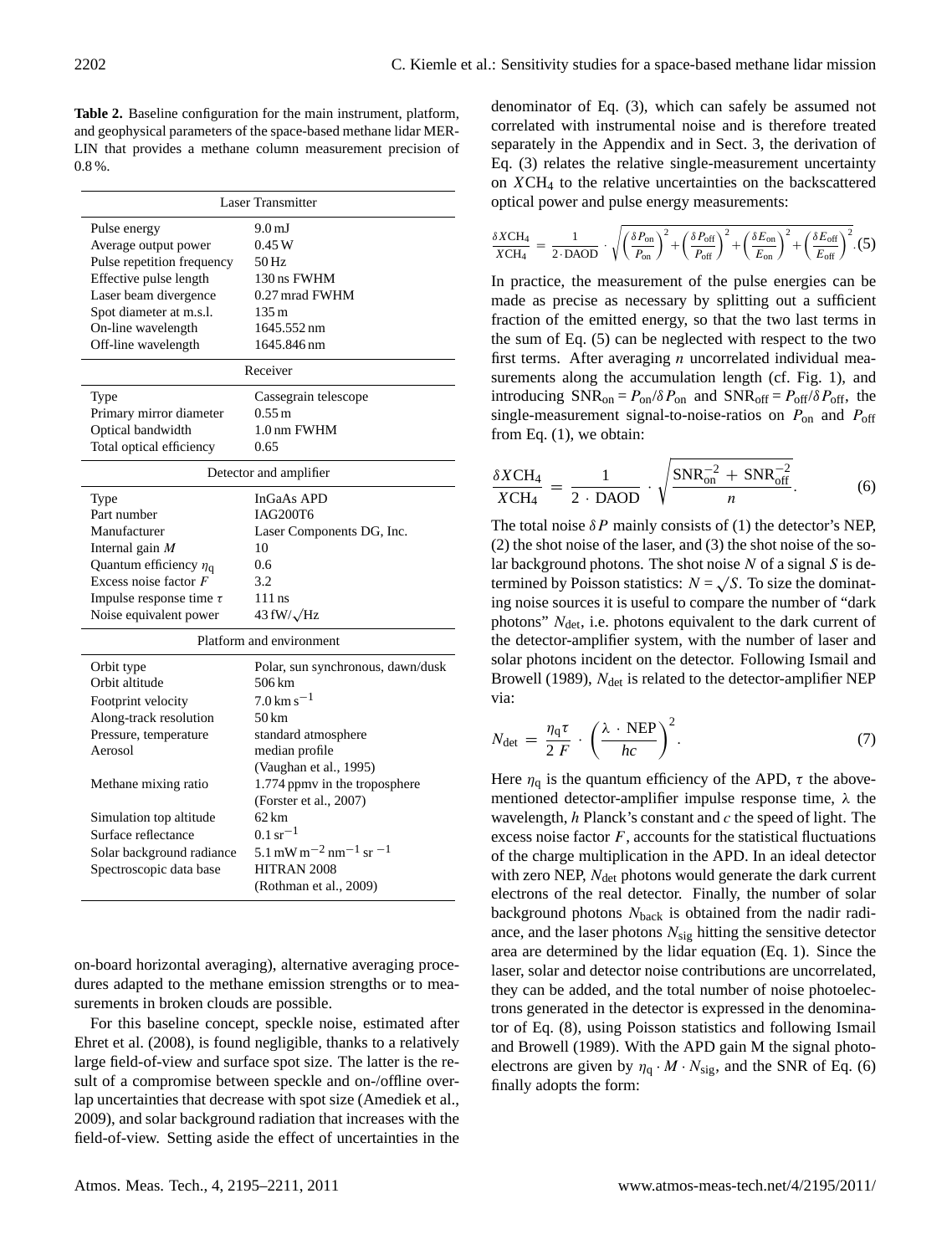**Table 2.** Baseline configuration for the main instrument, platform, and geophysical parameters of the space-based methane lidar MERLIN that provides a methane column measurement precision of 0.8 %.

| | |
|---|---|
| **Laser Transmitter** | |
| Pulse energy | 9.0 mJ |
| Average output power | 0.45 W |
| Pulse repetition frequency | 50 Hz |
| Effective pulse length | 130 ns FWHM |
| Laser beam divergence | 0.27 mrad FWHM |
| Spot diameter at m.s.l. | 135 m |
| On-line wavelength | 1645.552 nm |
| Off-line wavelength | 1645.846 nm |
| **Receiver** | |
| Type | Cassegrain telescope |
| Primary mirror diameter | 0.55 m |
| Optical bandwidth | 1.0 nm FWHM |
| Total optical efficiency | 0.65 |
| **Detector and amplifier** | |
| Type | InGaAs APD |
| Part number | IAG200T6 |
| Manufacturer | Laser Components DG, Inc. |
| Internal gain $M$ | 10 |
| Quantum efficiency $\eta_q$ | 0.6 |
| Excess noise factor $F$ | 3.2 |
| Impulse response time $\tau$ | 111 ns |
| Noise equivalent power | 43 fW/$\sqrt{\text{Hz}}$ |
| **Platform and environment** | |
| Orbit type | Polar, sun synchronous, dawn/dusk |
| Orbit altitude | 506 km |
| Footprint velocity | 7.0 km s$^{-1}$ |
| Along-track resolution | 50 km |
| Pressure, temperature | standard atmosphere |
| Aerosol | median profile (Vaughan et al., 1995) |
| Methane mixing ratio | 1.774 ppmv in the troposphere (Forster et al., 2007) |
| Simulation top altitude | 62 km |
| Surface reflectance | 0.1 sr$^{-1}$ |
| Solar background radiance | 5.1 mW m$^{-2}$ nm$^{-1}$ sr $^{-1}$ |
| Spectroscopic data base | HITRAN 2008 (Rothman et al., 2009) |

on-board horizontal averaging), alternative averaging procedures adapted to the methane emission strengths or to measurements in broken clouds are possible.

For this baseline concept, speckle noise, estimated after Ehret et al. (2008), is found negligible, thanks to a relatively large field-of-view and surface spot size. The latter is the result of a compromise between speckle and on-/offline overlap uncertainties that decrease with spot size (Amediek et al., 2009), and solar background radiation that increases with the field-of-view. Setting aside the effect of uncertainties in the denominator of Eq. (3), which can safely be assumed not correlated with instrumental noise and is therefore treated separately in the Appendix and in Sect. 3, the derivation of Eq. (3) relates the relative single-measurement uncertainty on $X\mathrm{CH_4}$ to the relative uncertainties on the backscattered optical power and pulse energy measurements:

$$\frac{\delta X\mathrm{CH_4}}{X\mathrm{CH_4}} = \frac{1}{2 \cdot \mathrm{DAOD}} \cdot \sqrt{\left(\frac{\delta P_\mathrm{on}}{P_\mathrm{on}}\right)^2 + \left(\frac{\delta P_\mathrm{off}}{P_\mathrm{off}}\right)^2 + \left(\frac{\delta E_\mathrm{on}}{E_\mathrm{on}}\right)^2 + \left(\frac{\delta E_\mathrm{off}}{E_\mathrm{off}}\right)^2}. \quad (5)$$

In practice, the measurement of the pulse energies can be made as precise as necessary by splitting out a sufficient fraction of the emitted energy, so that the two last terms in the sum of Eq. (5) can be neglected with respect to the two first terms. After averaging $n$ uncorrelated individual measurements along the accumulation length (cf. Fig. 1), and introducing $\mathrm{SNR_{on}} = P_\mathrm{on}/\delta P_\mathrm{on}$ and $\mathrm{SNR_{off}} = P_\mathrm{off}/\delta P_\mathrm{off}$, the single-measurement signal-to-noise-ratios on $P_\mathrm{on}$ and $P_\mathrm{off}$ from Eq. (1), we obtain:

$$\frac{\delta X\mathrm{CH_4}}{X\mathrm{CH_4}} = \frac{1}{2 \cdot \mathrm{DAOD}} \cdot \sqrt{\frac{\mathrm{SNR_{on}^{-2}} + \mathrm{SNR_{off}^{-2}}}{n}}. \quad (6)$$

The total noise $\delta P$ mainly consists of (1) the detector's NEP, (2) the shot noise of the laser, and (3) the shot noise of the solar background photons. The shot noise $N$ of a signal $S$ is determined by Poisson statistics: $N = \sqrt{S}$. To size the dominating noise sources it is useful to compare the number of "dark photons" $N_\mathrm{det}$, i.e. photons equivalent to the dark current of the detector-amplifier system, with the number of laser and solar photons incident on the detector. Following Ismail and Browell (1989), $N_\mathrm{det}$ is related to the detector-amplifier NEP via:

$$N_\mathrm{det} = \frac{\eta_q \tau}{2\,F} \cdot \left(\frac{\lambda \cdot \mathrm{NEP}}{hc}\right)^2. \quad (7)$$

Here $\eta_q$ is the quantum efficiency of the APD, $\tau$ the above-mentioned detector-amplifier impulse response time, $\lambda$ the wavelength, $h$ Planck's constant and $c$ the speed of light. The excess noise factor $F$, accounts for the statistical fluctuations of the charge multiplication in the APD. In an ideal detector with zero NEP, $N_\mathrm{det}$ photons would generate the dark current electrons of the real detector. Finally, the number of solar background photons $N_\mathrm{back}$ is obtained from the nadir radiance, and the laser photons $N_\mathrm{sig}$ hitting the sensitive detector area are determined by the lidar equation (Eq. 1). Since the laser, solar and detector noise contributions are uncorrelated, they can be added, and the total number of noise photoelectrons generated in the detector is expressed in the denominator of Eq. (8), using Poisson statistics and following Ismail and Browell (1989). With the APD gain M the signal photoelectrons are given by $\eta_q \cdot M \cdot N_\mathrm{sig}$, and the SNR of Eq. (6) finally adopts the form: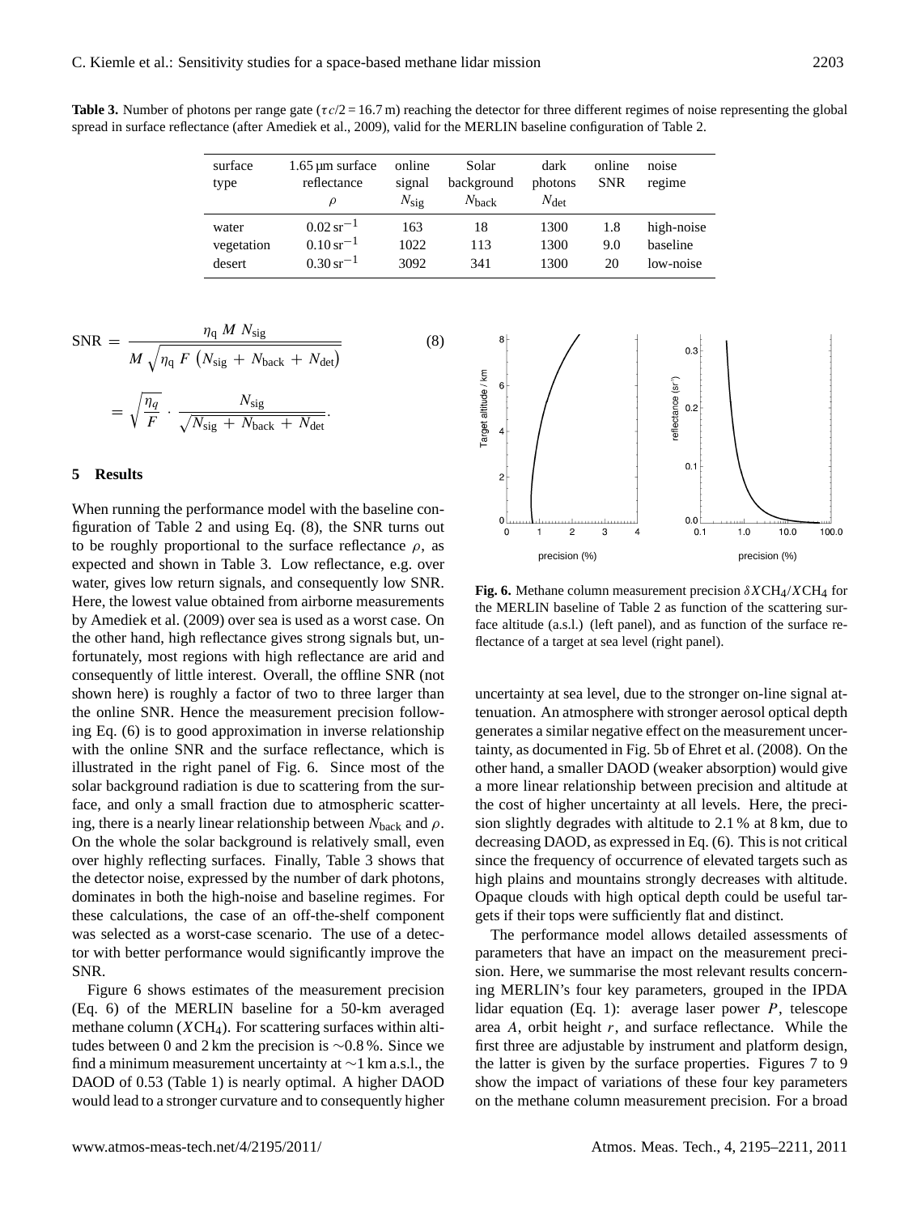**Table 3.** Number of photons per range gate ($\tau c/2 = 16.7$ m) reaching the detector for three different regimes of noise representing the global spread in surface reflectance (after Amediek et al., 2009), valid for the MERLIN baseline configuration of Table 2.

| surface type | 1.65 µm surface reflectance $\rho$ | online signal $N_{sig}$ | Solar background $N_{back}$ | dark photons $N_{det}$ | online SNR | noise regime |
|---|---|---|---|---|---|---|
| water | $0.02\,sr^{-1}$ | 163 | 18 | 1300 | 1.8 | high-noise |
| vegetation | $0.10\,sr^{-1}$ | 1022 | 113 | 1300 | 9.0 | baseline |
| desert | $0.30\,sr^{-1}$ | 3092 | 341 | 1300 | 20 | low-noise |

$$\mathrm{SNR} = \frac{\eta_q\, M\, N_{sig}}{M\sqrt{\eta_q\, F\, \left(N_{sig} + N_{back} + N_{det}\right)}} = \sqrt{\frac{\eta_q}{F}} \cdot \frac{N_{sig}}{\sqrt{N_{sig} + N_{back} + N_{det}}}. \quad (8)$$

## 5 Results

When running the performance model with the baseline configuration of Table 2 and using Eq. (8), the SNR turns out to be roughly proportional to the surface reflectance $\rho$, as expected and shown in Table 3. Low reflectance, e.g. over water, gives low return signals, and consequently low SNR. Here, the lowest value obtained from airborne measurements by Amediek et al. (2009) over sea is used as a worst case. On the other hand, high reflectance gives strong signals but, unfortunately, most regions with high reflectance are arid and consequently of little interest. Overall, the offline SNR (not shown here) is roughly a factor of two to three larger than the online SNR. Hence the measurement precision following Eq. (6) is to good approximation in inverse relationship with the online SNR and the surface reflectance, which is illustrated in the right panel of Fig. 6. Since most of the solar background radiation is due to scattering from the surface, and only a small fraction due to atmospheric scattering, there is a nearly linear relationship between $N_{back}$ and $\rho$. On the whole the solar background is relatively small, even over highly reflecting surfaces. Finally, Table 3 shows that the detector noise, expressed by the number of dark photons, dominates in both the high-noise and baseline regimes. For these calculations, the case of an off-the-shelf component was selected as a worst-case scenario. The use of a detector with better performance would significantly improve the SNR.

Figure 6 shows estimates of the measurement precision (Eq. 6) of the MERLIN baseline for a 50-km averaged methane column ($XCH_4$). For scattering surfaces within altitudes between 0 and 2 km the precision is ∼0.8 %. Since we find a minimum measurement uncertainty at ∼1 km a.s.l., the DAOD of 0.53 (Table 1) is nearly optimal. A higher DAOD would lead to a stronger curvature and to consequently higher uncertainty at sea level, due to the stronger on-line signal attenuation. An atmosphere with stronger aerosol optical depth generates a similar negative effect on the measurement uncertainty, as documented in Fig. 5b of Ehret et al. (2008). On the other hand, a smaller DAOD (weaker absorption) would give a more linear relationship between precision and altitude at the cost of higher uncertainty at all levels. Here, the precision slightly degrades with altitude to 2.1 % at 8 km, due to decreasing DAOD, as expressed in Eq. (6). This is not critical since the frequency of occurrence of elevated targets such as high plains and mountains strongly decreases with altitude. Opaque clouds with high optical depth could be useful targets if their tops were sufficiently flat and distinct.

Target altitude / km
precision (%)
reflectance (sr⁻¹)
precision (%)

**Fig. 6.** Methane column measurement precision $\delta XCH_4/XCH_4$ for the MERLIN baseline of Table 2 as function of the scattering surface altitude (a.s.l.) (left panel), and as function of the surface reflectance of a target at sea level (right panel).

The performance model allows detailed assessments of parameters that have an impact on the measurement precision. Here, we summarise the most relevant results concerning MERLIN's four key parameters, grouped in the IPDA lidar equation (Eq. 1): average laser power $P$, telescope area $A$, orbit height $r$, and surface reflectance. While the first three are adjustable by instrument and platform design, the latter is given by the surface properties. Figures 7 to 9 show the impact of variations of these four key parameters on the methane column measurement precision. For a broad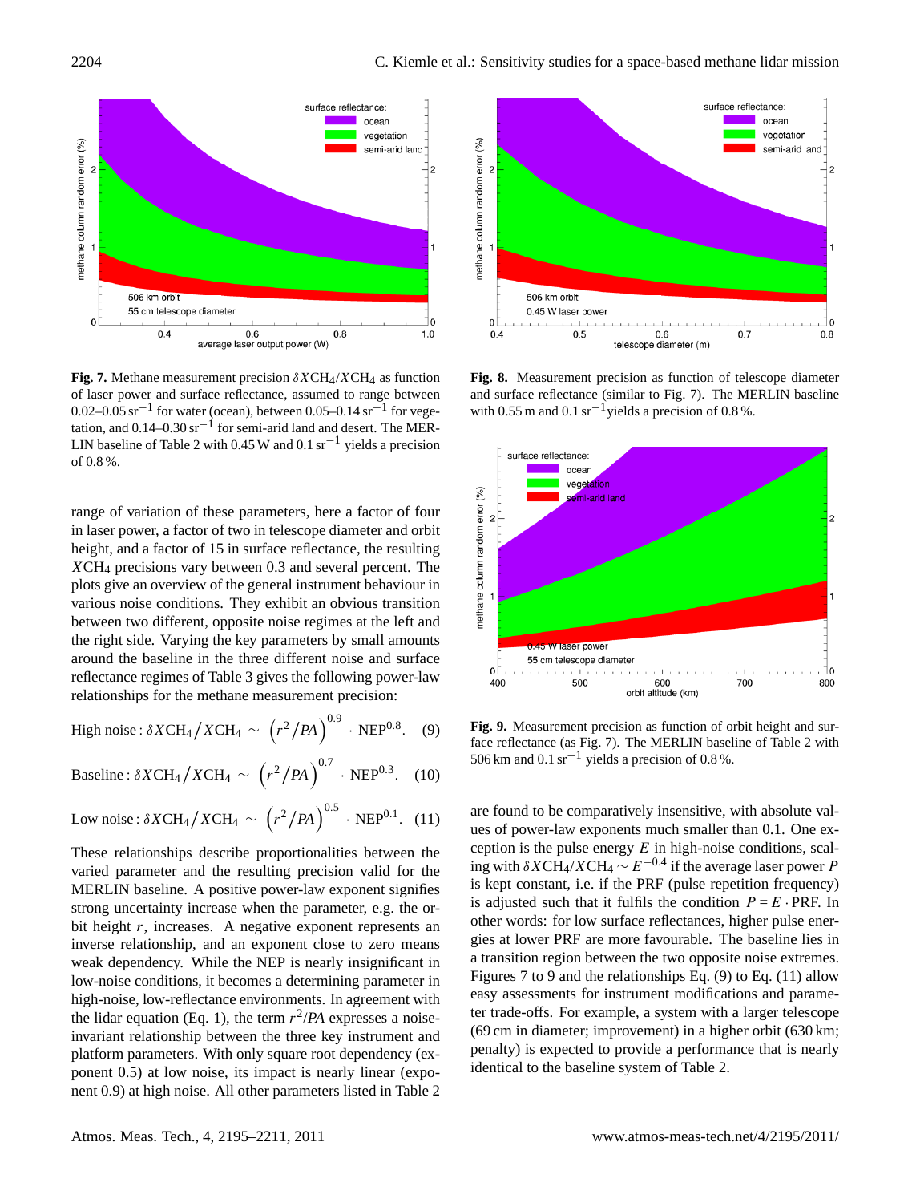methane column random error (%)

surface reflectance:
ocean
vegetation
semi-arid land

506 km orbit
55 cm telescope diameter

0
1
2
0.4
0.6
0.8
1.0
average laser output power (W)

**Fig. 7.** Methane measurement precision $\delta XCH_4/XCH_4$ as function of laser power and surface reflectance, assumed to range between 0.02–0.05 $sr^{-1}$ for water (ocean), between 0.05–0.14 $sr^{-1}$ for vegetation, and 0.14–0.30 $sr^{-1}$ for semi-arid land and desert. The MERLIN baseline of Table 2 with 0.45 W and 0.1 $sr^{-1}$ yields a precision of 0.8 %.

methane column random error (%)

surface reflectance:
ocean
vegetation
semi-arid land

506 km orbit
0.45 W laser power

0
1
2
0.4
0.5
0.6
0.7
0.8
telescope diameter (m)

**Fig. 8.** Measurement precision as function of telescope diameter and surface reflectance (similar to Fig. 7). The MERLIN baseline with 0.55 m and 0.1 $sr^{-1}$ yields a precision of 0.8 %.

methane column random error (%)

surface reflectance:
ocean
vegetation
semi-arid land

0.45 W laser power
55 cm telescope diameter

0
1
2
400
500
600
700
800
orbit altitude (km)

**Fig. 9.** Measurement precision as function of orbit height and surface reflectance (as Fig. 7). The MERLIN baseline of Table 2 with 506 km and 0.1 $sr^{-1}$ yields a precision of 0.8 %.

range of variation of these parameters, here a factor of four in laser power, a factor of two in telescope diameter and orbit height, and a factor of 15 in surface reflectance, the resulting $XCH_4$ precisions vary between 0.3 and several percent. The plots give an overview of the general instrument behaviour in various noise conditions. They exhibit an obvious transition between two different, opposite noise regimes at the left and the right side. Varying the key parameters by small amounts around the baseline in the three different noise and surface reflectance regimes of Table 3 gives the following power-law relationships for the methane measurement precision:

$$\text{High noise}: \delta XCH_4/XCH_4 \sim \left(r^2/PA\right)^{0.9} \cdot \text{NEP}^{0.8}. \quad (9)$$

$$\text{Baseline}: \delta XCH_4/XCH_4 \sim \left(r^2/PA\right)^{0.7} \cdot \text{NEP}^{0.3}. \quad (10)$$

$$\text{Low noise}: \delta XCH_4/XCH_4 \sim \left(r^2/PA\right)^{0.5} \cdot \text{NEP}^{0.1}. \quad (11)$$

These relationships describe proportionalities between the varied parameter and the resulting precision valid for the MERLIN baseline. A positive power-law exponent signifies strong uncertainty increase when the parameter, e.g. the orbit height $r$, increases. A negative exponent represents an inverse relationship, and an exponent close to zero means weak dependency. While the NEP is nearly insignificant in low-noise conditions, it becomes a determining parameter in high-noise, low-reflectance environments. In agreement with the lidar equation (Eq. 1), the term $r^2/PA$ expresses a noise-invariant relationship between the three key instrument and platform parameters. With only square root dependency (exponent 0.5) at low noise, its impact is nearly linear (exponent 0.9) at high noise. All other parameters listed in Table 2 are found to be comparatively insensitive, with absolute values of power-law exponents much smaller than 0.1. One exception is the pulse energy $E$ in high-noise conditions, scaling with $\delta XCH_4/XCH_4 \sim E^{-0.4}$ if the average laser power $P$ is kept constant, i.e. if the PRF (pulse repetition frequency) is adjusted such that it fulfils the condition $P = E \cdot \text{PRF}$. In other words: for low surface reflectances, higher pulse energies at lower PRF are more favourable. The baseline lies in a transition region between the two opposite noise extremes. Figures 7 to 9 and the relationships Eq. (9) to Eq. (11) allow easy assessments for instrument modifications and parameter trade-offs. For example, a system with a larger telescope (69 cm in diameter; improvement) in a higher orbit (630 km; penalty) is expected to provide a performance that is nearly identical to the baseline system of Table 2.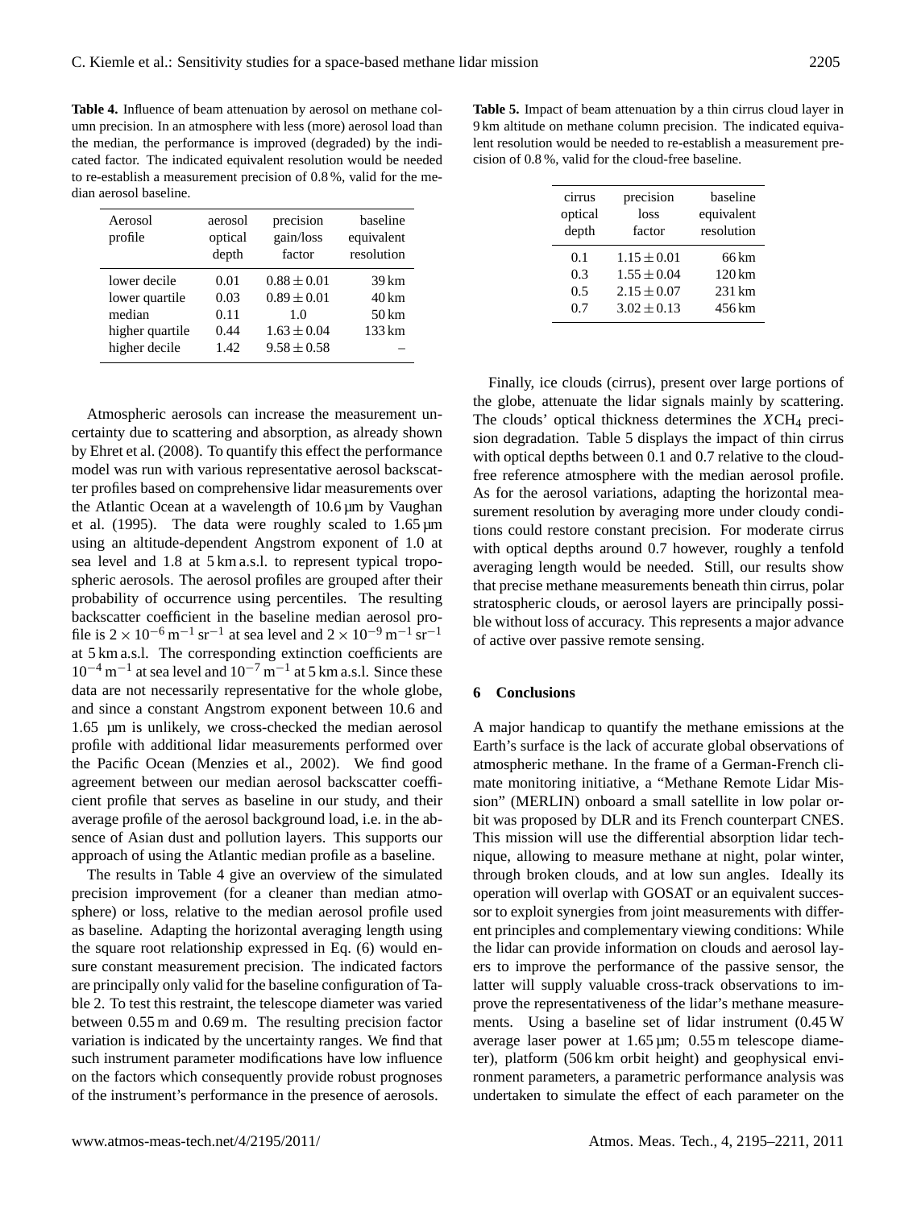**Table 4.** Influence of beam attenuation by aerosol on methane column precision. In an atmosphere with less (more) aerosol load than the median, the performance is improved (degraded) by the indicated factor. The indicated equivalent resolution would be needed to re-establish a measurement precision of 0.8 %, valid for the median aerosol baseline.

| Aerosol profile | aerosol optical depth | precision gain/loss factor | baseline equivalent resolution |
|---|---|---|---|
| lower decile | 0.01 | $0.88 \pm 0.01$ | 39 km |
| lower quartile | 0.03 | $0.89 \pm 0.01$ | 40 km |
| median | 0.11 | 1.0 | 50 km |
| higher quartile | 0.44 | $1.63 \pm 0.04$ | 133 km |
| higher decile | 1.42 | $9.58 \pm 0.58$ | – |

Atmospheric aerosols can increase the measurement uncertainty due to scattering and absorption, as already shown by Ehret et al. (2008). To quantify this effect the performance model was run with various representative aerosol backscatter profiles based on comprehensive lidar measurements over the Atlantic Ocean at a wavelength of 10.6 µm by Vaughan et al. (1995). The data were roughly scaled to 1.65 µm using an altitude-dependent Angstrom exponent of 1.0 at sea level and 1.8 at 5 km a.s.l. to represent typical tropospheric aerosols. The aerosol profiles are grouped after their probability of occurrence using percentiles. The resulting backscatter coefficient in the baseline median aerosol profile is $2 \times 10^{-6}\,\mathrm{m^{-1}\,sr^{-1}}$ at sea level and $2 \times 10^{-9}\,\mathrm{m^{-1}\,sr^{-1}}$ at 5 km a.s.l. The corresponding extinction coefficients are $10^{-4}\,\mathrm{m^{-1}}$ at sea level and $10^{-7}\,\mathrm{m^{-1}}$ at 5 km a.s.l. Since these data are not necessarily representative for the whole globe, and since a constant Angstrom exponent between 10.6 and 1.65 µm is unlikely, we cross-checked the median aerosol profile with additional lidar measurements performed over the Pacific Ocean (Menzies et al., 2002). We find good agreement between our median aerosol backscatter coefficient profile that serves as baseline in our study, and their average profile of the aerosol background load, i.e. in the absence of Asian dust and pollution layers. This supports our approach of using the Atlantic median profile as a baseline.

The results in Table 4 give an overview of the simulated precision improvement (for a cleaner than median atmosphere) or loss, relative to the median aerosol profile used as baseline. Adapting the horizontal averaging length using the square root relationship expressed in Eq. (6) would ensure constant measurement precision. The indicated factors are principally only valid for the baseline configuration of Table 2. To test this restraint, the telescope diameter was varied between 0.55 m and 0.69 m. The resulting precision factor variation is indicated by the uncertainty ranges. We find that such instrument parameter modifications have low influence on the factors which consequently provide robust prognoses of the instrument's performance in the presence of aerosols.

**Table 5.** Impact of beam attenuation by a thin cirrus cloud layer in 9 km altitude on methane column precision. The indicated equivalent resolution would be needed to re-establish a measurement precision of 0.8 %, valid for the cloud-free baseline.

| cirrus optical depth | precision loss factor | baseline equivalent resolution |
|---|---|---|
| 0.1 | $1.15 \pm 0.01$ | 66 km |
| 0.3 | $1.55 \pm 0.04$ | 120 km |
| 0.5 | $2.15 \pm 0.07$ | 231 km |
| 0.7 | $3.02 \pm 0.13$ | 456 km |

Finally, ice clouds (cirrus), present over large portions of the globe, attenuate the lidar signals mainly by scattering. The clouds' optical thickness determines the $X\mathrm{CH_4}$ precision degradation. Table 5 displays the impact of thin cirrus with optical depths between 0.1 and 0.7 relative to the cloud-free reference atmosphere with the median aerosol profile. As for the aerosol variations, adapting the horizontal measurement resolution by averaging more under cloudy conditions could restore constant precision. For moderate cirrus with optical depths around 0.7 however, roughly a tenfold averaging length would be needed. Still, our results show that precise methane measurements beneath thin cirrus, polar stratospheric clouds, or aerosol layers are principally possible without loss of accuracy. This represents a major advance of active over passive remote sensing.

## 6 Conclusions

A major handicap to quantify the methane emissions at the Earth's surface is the lack of accurate global observations of atmospheric methane. In the frame of a German-French climate monitoring initiative, a "Methane Remote Lidar Mission" (MERLIN) onboard a small satellite in low polar orbit was proposed by DLR and its French counterpart CNES. This mission will use the differential absorption lidar technique, allowing to measure methane at night, polar winter, through broken clouds, and at low sun angles. Ideally its operation will overlap with GOSAT or an equivalent successor to exploit synergies from joint measurements with different principles and complementary viewing conditions: While the lidar can provide information on clouds and aerosol layers to improve the performance of the passive sensor, the latter will supply valuable cross-track observations to improve the representativeness of the lidar's methane measurements. Using a baseline set of lidar instrument (0.45 W average laser power at 1.65 µm; 0.55 m telescope diameter), platform (506 km orbit height) and geophysical environment parameters, a parametric performance analysis was undertaken to simulate the effect of each parameter on the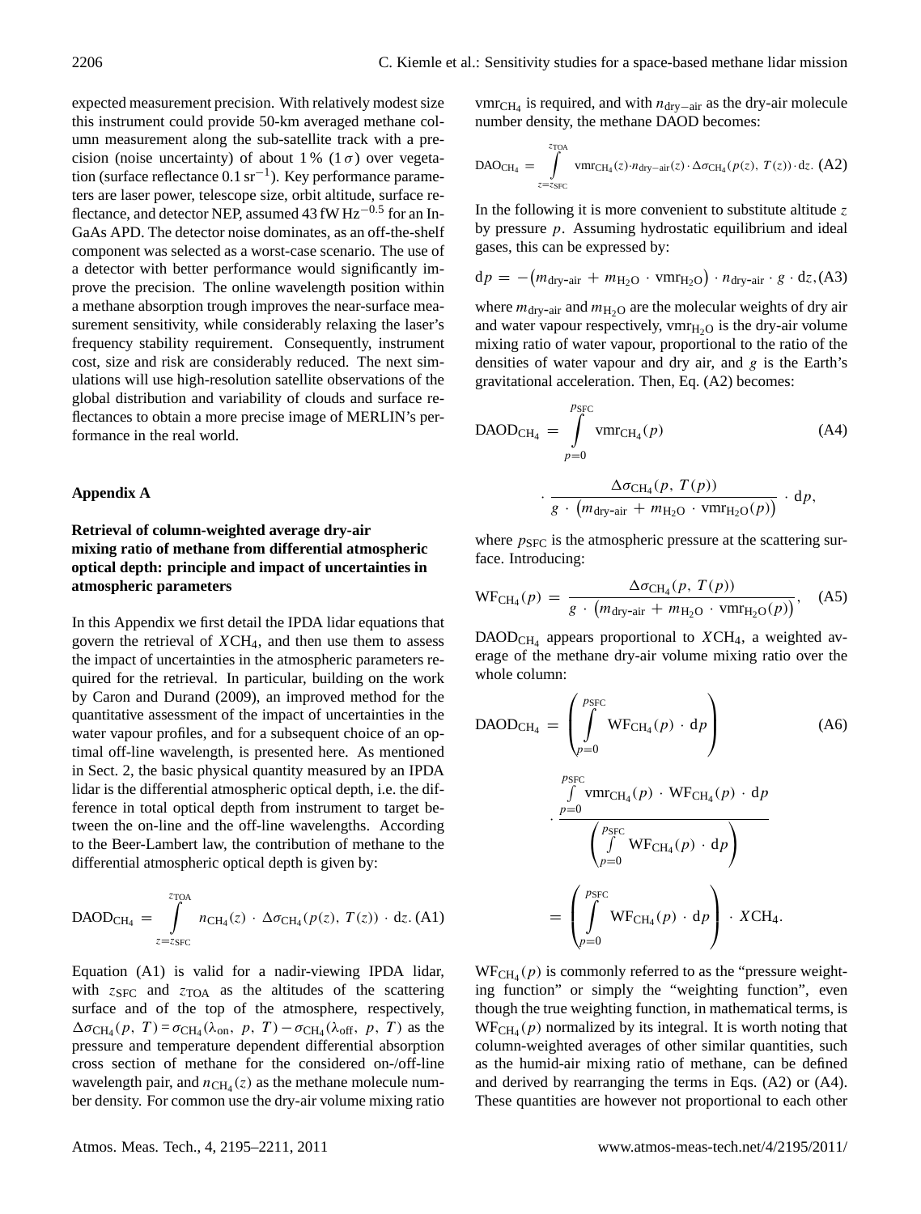expected measurement precision. With relatively modest size this instrument could provide 50-km averaged methane column measurement along the sub-satellite track with a precision (noise uncertainty) of about 1 % ($1\sigma$) over vegetation (surface reflectance 0.1 $\mathrm{sr}^{-1}$). Key performance parameters are laser power, telescope size, orbit altitude, surface reflectance, and detector NEP, assumed 43 $\mathrm{fW\,Hz^{-0.5}}$ for an InGaAs APD. The detector noise dominates, as an off-the-shelf component was selected as a worst-case scenario. The use of a detector with better performance would significantly improve the precision. The online wavelength position within a methane absorption trough improves the near-surface measurement sensitivity, while considerably relaxing the laser's frequency stability requirement. Consequently, instrument cost, size and risk are considerably reduced. The next simulations will use high-resolution satellite observations of the global distribution and variability of clouds and surface reflectances to obtain a more precise image of MERLIN's performance in the real world.

## Appendix A

### Retrieval of column-weighted average dry-air mixing ratio of methane from differential atmospheric optical depth: principle and impact of uncertainties in atmospheric parameters

In this Appendix we first detail the IPDA lidar equations that govern the retrieval of $X\mathrm{CH_4}$, and then use them to assess the impact of uncertainties in the atmospheric parameters required for the retrieval. In particular, building on the work by Caron and Durand (2009), an improved method for the quantitative assessment of the impact of uncertainties in the water vapour profiles, and for a subsequent choice of an optimal off-line wavelength, is presented here. As mentioned in Sect. 2, the basic physical quantity measured by an IPDA lidar is the differential atmospheric optical depth, i.e. the difference in total optical depth from instrument to target between the on-line and the off-line wavelengths. According to the Beer-Lambert law, the contribution of methane to the differential atmospheric optical depth is given by:

$$\mathrm{DAOD_{CH_4}} = \int_{z=z_{\mathrm{SFC}}}^{z_{\mathrm{TOA}}} n_{\mathrm{CH_4}}(z) \cdot \Delta\sigma_{\mathrm{CH_4}}(p(z),\ T(z)) \cdot \mathrm{d}z. \quad \text{(A1)}$$

Equation (A1) is valid for a nadir-viewing IPDA lidar, with $z_{\mathrm{SFC}}$ and $z_{\mathrm{TOA}}$ as the altitudes of the scattering surface and of the top of the atmosphere, respectively, $\Delta\sigma_{\mathrm{CH_4}}(p,\ T) = \sigma_{\mathrm{CH_4}}(\lambda_{\mathrm{on}},\ p,\ T) - \sigma_{\mathrm{CH_4}}(\lambda_{\mathrm{off}},\ p,\ T)$ as the pressure and temperature dependent differential absorption cross section of methane for the considered on-/off-line wavelength pair, and $n_{\mathrm{CH_4}}(z)$ as the methane molecule number density. For common use the dry-air volume mixing ratio $\mathrm{vmr_{CH_4}}$ is required, and with $n_{\mathrm{dry-air}}$ as the dry-air molecule number density, the methane DAOD becomes:

$$\mathrm{DAO_{CH_4}} = \int_{z=z_{\mathrm{SFC}}}^{z_{\mathrm{TOA}}} \mathrm{vmr_{CH_4}}(z) \cdot n_{\mathrm{dry-air}}(z) \cdot \Delta\sigma_{\mathrm{CH_4}}(p(z),\ T(z)) \cdot \mathrm{d}z. \quad \text{(A2)}$$

In the following it is more convenient to substitute altitude $z$ by pressure $p$. Assuming hydrostatic equilibrium and ideal gases, this can be expressed by:

$$\mathrm{d}p = -\left(m_{\mathrm{dry\text{-}air}} + m_{\mathrm{H_2O}} \cdot \mathrm{vmr_{H_2O}}\right) \cdot n_{\mathrm{dry\text{-}air}} \cdot g \cdot \mathrm{d}z, \quad \text{(A3)}$$

where $m_{\mathrm{dry\text{-}air}}$ and $m_{\mathrm{H_2O}}$ are the molecular weights of dry air and water vapour respectively, $\mathrm{vmr_{H_2O}}$ is the dry-air volume mixing ratio of water vapour, proportional to the ratio of the densities of water vapour and dry air, and $g$ is the Earth's gravitational acceleration. Then, Eq. (A2) becomes:

$$\mathrm{DAOD_{CH_4}} = \int_{p=0}^{p_{\mathrm{SFC}}} \mathrm{vmr_{CH_4}}(p) \cdot \frac{\Delta\sigma_{\mathrm{CH_4}}(p,\ T(p))}{g \cdot \left(m_{\mathrm{dry\text{-}air}} + m_{\mathrm{H_2O}} \cdot \mathrm{vmr_{H_2O}}(p)\right)} \cdot \mathrm{d}p, \quad \text{(A4)}$$

where $p_{\mathrm{SFC}}$ is the atmospheric pressure at the scattering surface. Introducing:

$$\mathrm{WF_{CH_4}}(p) = \frac{\Delta\sigma_{\mathrm{CH_4}}(p,\ T(p))}{g \cdot \left(m_{\mathrm{dry\text{-}air}} + m_{\mathrm{H_2O}} \cdot \mathrm{vmr_{H_2O}}(p)\right)}, \quad \text{(A5)}$$

$\mathrm{DAOD_{CH_4}}$ appears proportional to $X\mathrm{CH_4}$, a weighted average of the methane dry-air volume mixing ratio over the whole column:

$$\mathrm{DAOD_{CH_4}} = \left(\int_{p=0}^{p_{\mathrm{SFC}}} \mathrm{WF_{CH_4}}(p) \cdot \mathrm{d}p\right) \cdot \frac{\int_{p=0}^{p_{\mathrm{SFC}}} \mathrm{vmr_{CH_4}}(p) \cdot \mathrm{WF_{CH_4}}(p) \cdot \mathrm{d}p}{\left(\int_{p=0}^{p_{\mathrm{SFC}}} \mathrm{WF_{CH_4}}(p) \cdot \mathrm{d}p\right)} = \left(\int_{p=0}^{p_{\mathrm{SFC}}} \mathrm{WF_{CH_4}}(p) \cdot \mathrm{d}p\right) \cdot X\mathrm{CH_4}. \quad \text{(A6)}$$

$\mathrm{WF_{CH_4}}(p)$ is commonly referred to as the "pressure weighting function" or simply the "weighting function", even though the true weighting function, in mathematical terms, is $\mathrm{WF_{CH_4}}(p)$ normalized by its integral. It is worth noting that column-weighted averages of other similar quantities, such as the humid-air mixing ratio of methane, can be defined and derived by rearranging the terms in Eqs. (A2) or (A4). These quantities are however not proportional to each other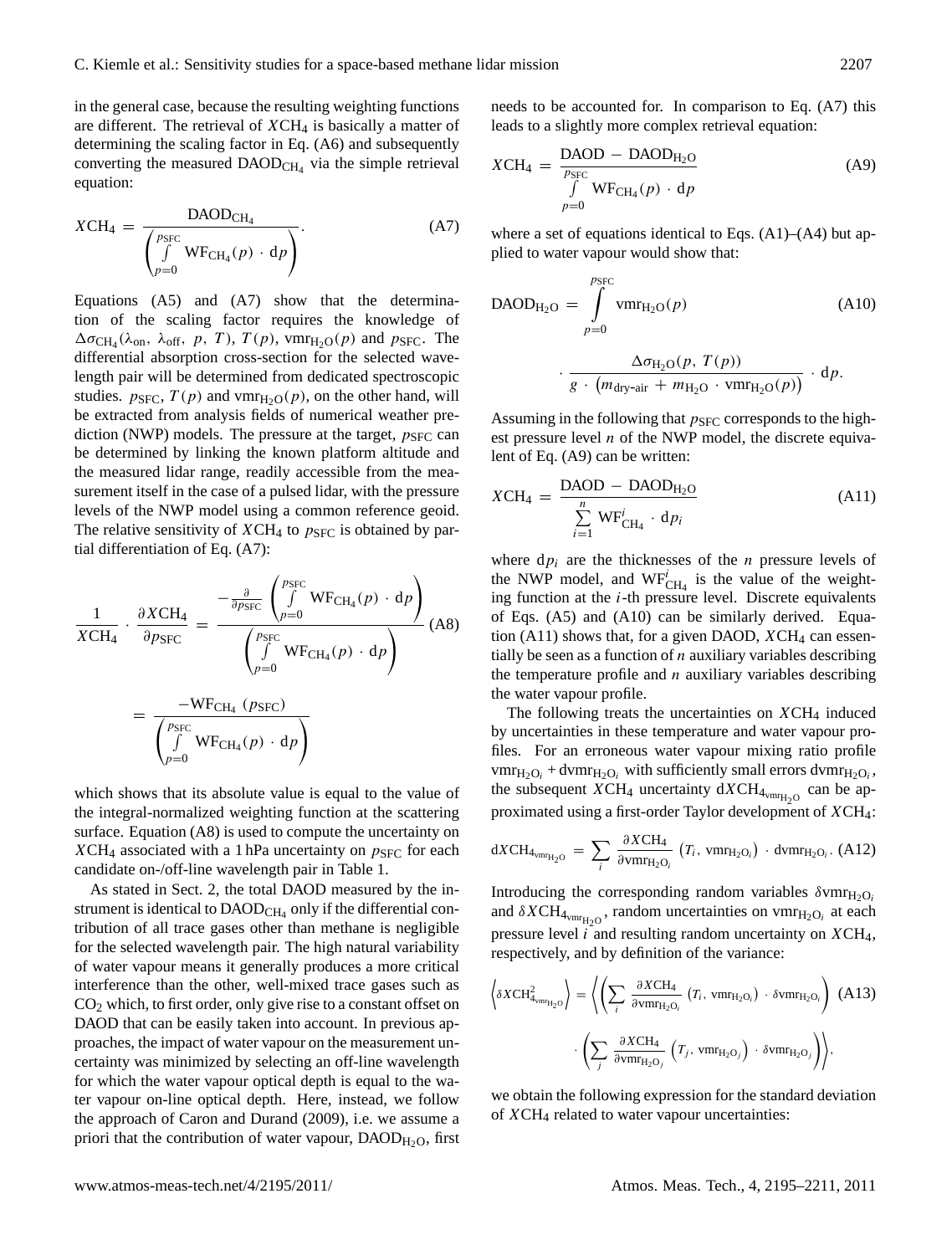in the general case, because the resulting weighting functions are different. The retrieval of $XCH_4$ is basically a matter of determining the scaling factor in Eq. (A6) and subsequently converting the measured $DAOD_{CH_4}$ via the simple retrieval equation:

$$XCH_4 = \frac{DAOD_{CH_4}}{\left(\int\limits_{p=0}^{p_{SFC}} WF_{CH_4}(p) \cdot dp\right)}. \quad (A7)$$

Equations (A5) and (A7) show that the determination of the scaling factor requires the knowledge of $\Delta\sigma_{CH_4}(\lambda_{on}, \lambda_{off}, p, T)$, $T(p)$, $vmr_{H_2O}(p)$ and $p_{SFC}$. The differential absorption cross-section for the selected wavelength pair will be determined from dedicated spectroscopic studies. $p_{SFC}$, $T(p)$ and $vmr_{H_2O}(p)$, on the other hand, will be extracted from analysis fields of numerical weather prediction (NWP) models. The pressure at the target, $p_{SFC}$ can be determined by linking the known platform altitude and the measured lidar range, readily accessible from the measurement itself in the case of a pulsed lidar, with the pressure levels of the NWP model using a common reference geoid. The relative sensitivity of $XCH_4$ to $p_{SFC}$ is obtained by partial differentiation of Eq. (A7):

$$\frac{1}{XCH_4} \cdot \frac{\partial XCH_4}{\partial p_{SFC}} = \frac{-\frac{\partial}{\partial p_{SFC}}\left(\int\limits_{p=0}^{p_{SFC}} WF_{CH_4}(p) \cdot dp\right)}{\left(\int\limits_{p=0}^{p_{SFC}} WF_{CH_4}(p) \cdot dp\right)} \quad (A8)$$

$$= \frac{-WF_{CH_4}(p_{SFC})}{\left(\int\limits_{p=0}^{p_{SFC}} WF_{CH_4}(p) \cdot dp\right)}$$

which shows that its absolute value is equal to the value of the integral-normalized weighting function at the scattering surface. Equation (A8) is used to compute the uncertainty on $XCH_4$ associated with a 1 hPa uncertainty on $p_{SFC}$ for each candidate on-/off-line wavelength pair in Table 1.

As stated in Sect. 2, the total DAOD measured by the instrument is identical to $DAOD_{CH_4}$ only if the differential contribution of all trace gases other than methane is negligible for the selected wavelength pair. The high natural variability of water vapour means it generally produces a more critical interference than the other, well-mixed trace gases such as $CO_2$ which, to first order, only give rise to a constant offset on DAOD that can be easily taken into account. In previous approaches, the impact of water vapour on the measurement uncertainty was minimized by selecting an off-line wavelength for which the water vapour optical depth is equal to the water vapour on-line optical depth. Here, instead, we follow the approach of Caron and Durand (2009), i.e. we assume a priori that the contribution of water vapour, $DAOD_{H_2O}$, first needs to be accounted for. In comparison to Eq. (A7) this leads to a slightly more complex retrieval equation:

$$XCH_4 = \frac{DAOD - DAOD_{H_2O}}{\int\limits_{p=0}^{p_{SFC}} WF_{CH_4}(p) \cdot dp} \quad (A9)$$

where a set of equations identical to Eqs. (A1)–(A4) but applied to water vapour would show that:

$$DAOD_{H_2O} = \int\limits_{p=0}^{p_{SFC}} vmr_{H_2O}(p) \cdot \frac{\Delta\sigma_{H_2O}(p, T(p))}{g \cdot \left(m_{dry\text{-}air} + m_{H_2O} \cdot vmr_{H_2O}(p)\right)} \cdot dp. \quad (A10)$$

Assuming in the following that $p_{SFC}$ corresponds to the highest pressure level $n$ of the NWP model, the discrete equivalent of Eq. (A9) can be written:

$$XCH_4 = \frac{DAOD - DAOD_{H_2O}}{\sum\limits_{i=1}^{n} WF_{CH_4}^{i} \cdot dp_i} \quad (A11)$$

where $dp_i$ are the thicknesses of the $n$ pressure levels of the NWP model, and $WF_{CH_4}^{i}$ is the value of the weighting function at the $i$-th pressure level. Discrete equivalents of Eqs. (A5) and (A10) can be similarly derived. Equation (A11) shows that, for a given DAOD, $XCH_4$ can essentially be seen as a function of $n$ auxiliary variables describing the temperature profile and $n$ auxiliary variables describing the water vapour profile.

The following treats the uncertainties on $XCH_4$ induced by uncertainties in these temperature and water vapour profiles. For an erroneous water vapour mixing ratio profile $vmr_{H_2O_i} + dvmr_{H_2O_i}$ with sufficiently small errors $dvmr_{H_2O_i}$, the subsequent $XCH_4$ uncertainty $dXCH_{4_{vmr_{H_2O}}}$ can be approximated using a first-order Taylor development of $XCH_4$:

$$dXCH_{4_{vmr_{H_2O}}} = \sum_i \frac{\partial XCH_4}{\partial vmr_{H_2O_i}}\left(T_i, vmr_{H_2O_i}\right) \cdot dvmr_{H_2O_i}. \quad (A12)$$

Introducing the corresponding random variables $\delta vmr_{H_2O_i}$ and $\delta XCH_{4_{vmr_{H_2O}}}$, random uncertainties on $vmr_{H_2O_i}$ at each pressure level $i$ and resulting random uncertainty on $XCH_4$, respectively, and by definition of the variance:

$$\left\langle \delta XCH^2_{4_{vmr_{H_2O}}} \right\rangle = \left\langle \left(\sum_i \frac{\partial XCH_4}{\partial vmr_{H_2O_i}}\left(T_i, vmr_{H_2O_i}\right) \cdot \delta vmr_{H_2O_i}\right) \cdot \left(\sum_j \frac{\partial XCH_4}{\partial vmr_{H_2O_j}}\left(T_j, vmr_{H_2O_j}\right) \cdot \delta vmr_{H_2O_j}\right) \right\rangle, \quad (A13)$$

we obtain the following expression for the standard deviation of $XCH_4$ related to water vapour uncertainties: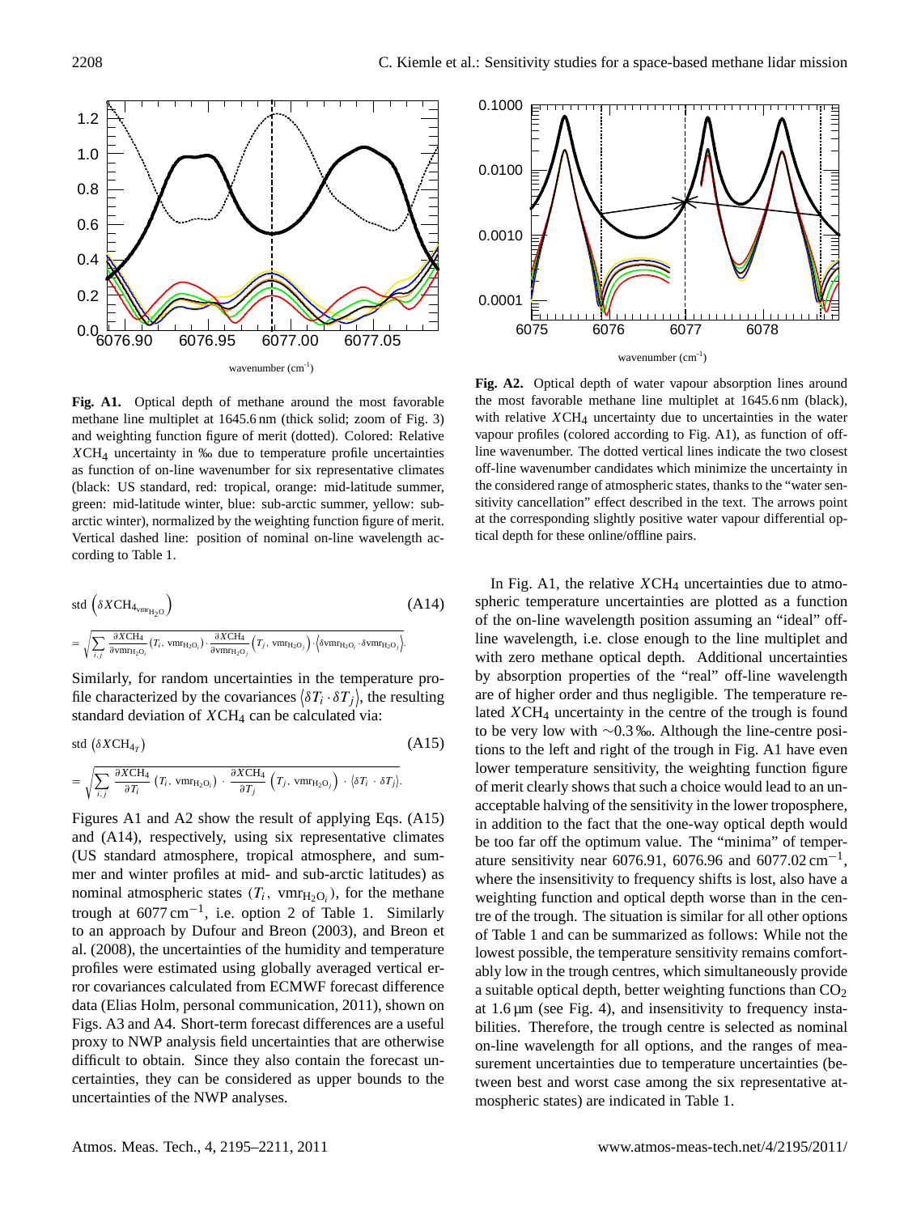1.2
1.0
0.8
0.6
0.4
0.2
0.0
6076.90
6076.95
6077.00
6077.05
wavenumber (cm$^{-1}$)

**Fig. A1.** Optical depth of methane around the most favorable methane line multiplet at 1645.6 nm (thick solid; zoom of Fig. 3) and weighting function figure of merit (dotted). Colored: Relative $XCH_4$ uncertainty in ‰ due to temperature profile uncertainties as function of on-line wavenumber for six representative climates (black: US standard, red: tropical, orange: mid-latitude summer, green: mid-latitude winter, blue: sub-arctic summer, yellow: sub-arctic winter), normalized by the weighting function figure of merit. Vertical dashed line: position of nominal on-line wavelength according to Table 1.

0.1000
0.0100
0.0010
0.0001
6075
6076
6077
6078
wavenumber (cm$^{-1}$)

**Fig. A2.** Optical depth of water vapour absorption lines around the most favorable methane line multiplet at 1645.6 nm (black), with relative $XCH_4$ uncertainty due to uncertainties in the water vapour profiles (colored according to Fig. A1), as function of off-line wavenumber. The dotted vertical lines indicate the two closest off-line wavenumber candidates which minimize the uncertainty in the considered range of atmospheric states, thanks to the "water sensitivity cancellation" effect described in the text. The arrows point at the corresponding slightly positive water vapour differential optical depth for these online/offline pairs.

$$\mathrm{std}\left(\delta XCH_{4_{\mathrm{vmr}_{H_2O}}}\right) \tag{A14}$$

$$= \sqrt{\sum_{i,j} \frac{\partial XCH_4}{\partial \mathrm{vmr}_{H_2O_i}}\left(T_i,\ \mathrm{vmr}_{H_2O_i}\right) \cdot \frac{\partial XCH_4}{\partial \mathrm{vmr}_{H_2O_j}}\left(T_j,\ \mathrm{vmr}_{H_2O_j}\right) \cdot \left\langle \delta \mathrm{vmr}_{H_2O_i} \cdot \delta \mathrm{vmr}_{H_2O_j}\right\rangle}.$$

Similarly, for random uncertainties in the temperature profile characterized by the covariances $\langle \delta T_i \cdot \delta T_j \rangle$, the resulting standard deviation of $XCH_4$ can be calculated via:

$$\mathrm{std}\left(\delta XCH_{4_T}\right) \tag{A15}$$

$$= \sqrt{\sum_{i,j} \frac{\partial XCH_4}{\partial T_i}\left(T_i,\ \mathrm{vmr}_{H_2O_i}\right) \cdot \frac{\partial XCH_4}{\partial T_j}\left(T_j,\ \mathrm{vmr}_{H_2O_j}\right) \cdot \langle \delta T_i \cdot \delta T_j \rangle}.$$

Figures A1 and A2 show the result of applying Eqs. (A15) and (A14), respectively, using six representative climates (US standard atmosphere, tropical atmosphere, and summer and winter profiles at mid- and sub-arctic latitudes) as nominal atmospheric states ($T_i$, $\mathrm{vmr}_{H_2O_i}$), for the methane trough at 6077 cm$^{-1}$, i.e. option 2 of Table 1. Similarly to an approach by Dufour and Breon (2003), and Breon et al. (2008), the uncertainties of the humidity and temperature profiles were estimated using globally averaged vertical error covariances calculated from ECMWF forecast difference data (Elias Holm, personal communication, 2011), shown on Figs. A3 and A4. Short-term forecast differences are a useful proxy to NWP analysis field uncertainties that are otherwise difficult to obtain. Since they also contain the forecast uncertainties, they can be considered as upper bounds to the uncertainties of the NWP analyses.

In Fig. A1, the relative $XCH_4$ uncertainties due to atmospheric temperature uncertainties are plotted as a function of the on-line wavelength position assuming an "ideal" off-line wavelength, i.e. close enough to the line multiplet and with zero methane optical depth. Additional uncertainties by absorption properties of the "real" off-line wavelength are of higher order and thus negligible. The temperature related $XCH_4$ uncertainty in the centre of the trough is found to be very low with ∼0.3 ‰. Although the line-centre positions to the left and right of the trough in Fig. A1 have even lower temperature sensitivity, the weighting function figure of merit clearly shows that such a choice would lead to an unacceptable halving of the sensitivity in the lower troposphere, in addition to the fact that the one-way optical depth would be too far off the optimum value. The "minima" of temperature sensitivity near 6076.91, 6076.96 and 6077.02 cm$^{-1}$, where the insensitivity to frequency shifts is lost, also have a weighting function and optical depth worse than in the centre of the trough. The situation is similar for all other options of Table 1 and can be summarized as follows: While not the lowest possible, the temperature sensitivity remains comfortably low in the trough centres, which simultaneously provide a suitable optical depth, better weighting functions than $CO_2$ at 1.6 µm (see Fig. 4), and insensitivity to frequency instabilities. Therefore, the trough centre is selected as nominal on-line wavelength for all options, and the ranges of measurement uncertainties due to temperature uncertainties (between best and worst case among the six representative atmospheric states) are indicated in Table 1.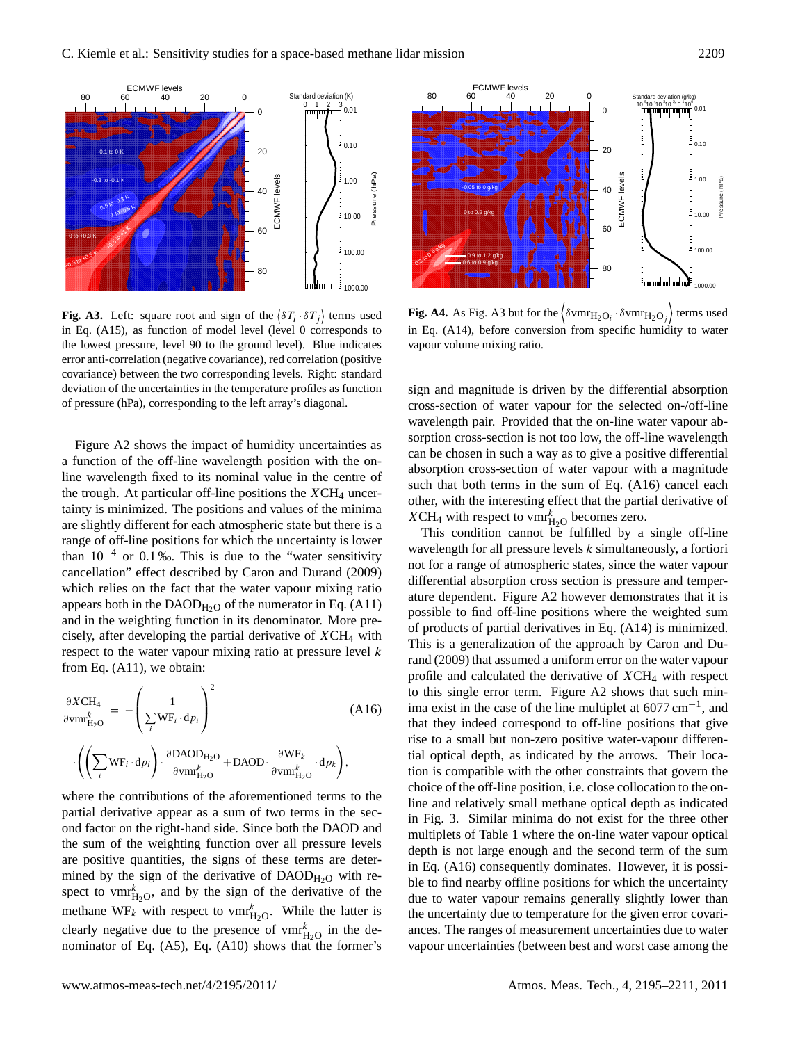ECMWF levels

80 60 40 20 0

0 20 40 60 80

ECMWF levels

-0.1 to 0 K

-0.3 to -0.1 K

-0.5 to -0.3 K

-1 to -0.5 K

0 to +0.3 K

+0.3 to +0.5 K

+0.5 to +1 K

Standard deviation (K)

0 1 2 3

0.01 0.10 1.00 10.00 100.00 1000.00

Pressure (hPa)

**Fig. A3.** Left: square root and sign of the $\langle \delta T_i \cdot \delta T_j \rangle$ terms used in Eq. (A15), as function of model level (level 0 corresponds to the lowest pressure, level 90 to the ground level). Blue indicates error anti-correlation (negative covariance), red correlation (positive covariance) between the two corresponding levels. Right: standard deviation of the uncertainties in the temperature profiles as function of pressure (hPa), corresponding to the left array's diagonal.

ECMWF levels

80 60 40 20 0

0 20 40 60 80

ECMWF levels

-0.05 to 0 g/kg

0 to 0.3 g/kg

0.3 to 0.6 g/kg

0.9 to 1.2 g/kg

0.6 to 0.9 g/kg

Standard deviation (g/kg)

0.01 0.10 1.00 10.00 100.00 1000.00

Pressure (hPa)

**Fig. A4.** As Fig. A3 but for the $\left\langle \delta \mathrm{vmr}_{\mathrm{H_2O}_i} \cdot \delta \mathrm{vmr}_{\mathrm{H_2O}_j} \right\rangle$ terms used in Eq. (A14), before conversion from specific humidity to water vapour volume mixing ratio.

Figure A2 shows the impact of humidity uncertainties as a function of the off-line wavelength position with the on-line wavelength fixed to its nominal value in the centre of the trough. At particular off-line positions the $X\mathrm{CH_4}$ uncertainty is minimized. The positions and values of the minima are slightly different for each atmospheric state but there is a range of off-line positions for which the uncertainty is lower than $10^{-4}$ or 0.1 ‰. This is due to the "water sensitivity cancellation" effect described by Caron and Durand (2009) which relies on the fact that the water vapour mixing ratio appears both in the $\mathrm{DAOD_{H_2O}}$ of the numerator in Eq. (A11) and in the weighting function in its denominator. More precisely, after developing the partial derivative of $X\mathrm{CH_4}$ with respect to the water vapour mixing ratio at pressure level $k$ from Eq. (A11), we obtain:

$$\frac{\partial X\mathrm{CH_4}}{\partial \mathrm{vmr}^k_{\mathrm{H_2O}}} = -\left(\frac{1}{\sum\limits_i \mathrm{WF}_i \cdot \mathrm{d}p_i}\right)^2 \cdot \left(\left(\sum_i \mathrm{WF}_i \cdot \mathrm{d}p_i\right) \cdot \frac{\partial \mathrm{DAOD_{H_2O}}}{\partial \mathrm{vmr}^k_{\mathrm{H_2O}}} + \mathrm{DAOD} \cdot \frac{\partial \mathrm{WF}_k}{\partial \mathrm{vmr}^k_{\mathrm{H_2O}}} \cdot \mathrm{d}p_k\right), \tag{A16}$$

where the contributions of the aforementioned terms to the partial derivative appear as a sum of two terms in the second factor on the right-hand side. Since both the DAOD and the sum of the weighting function over all pressure levels are positive quantities, the signs of these terms are determined by the sign of the derivative of $\mathrm{DAOD_{H_2O}}$ with respect to $\mathrm{vmr}^k_{\mathrm{H_2O}}$, and by the sign of the derivative of the methane $\mathrm{WF}_k$ with respect to $\mathrm{vmr}^k_{\mathrm{H_2O}}$. While the latter is clearly negative due to the presence of $\mathrm{vmr}^k_{\mathrm{H_2O}}$ in the denominator of Eq. (A5), Eq. (A10) shows that the former's sign and magnitude is driven by the differential absorption cross-section of water vapour for the selected on-/off-line wavelength pair. Provided that the on-line water vapour absorption cross-section is not too low, the off-line wavelength can be chosen in such a way as to give a positive differential absorption cross-section of water vapour with a magnitude such that both terms in the sum of Eq. (A16) cancel each other, with the interesting effect that the partial derivative of $X\mathrm{CH_4}$ with respect to $\mathrm{vmr}^k_{\mathrm{H_2O}}$ becomes zero.

This condition cannot be fulfilled by a single off-line wavelength for all pressure levels $k$ simultaneously, a fortiori not for a range of atmospheric states, since the water vapour differential absorption cross section is pressure and temperature dependent. Figure A2 however demonstrates that it is possible to find off-line positions where the weighted sum of products of partial derivatives in Eq. (A14) is minimized. This is a generalization of the approach by Caron and Durand (2009) that assumed a uniform error on the water vapour profile and calculated the derivative of $X\mathrm{CH_4}$ with respect to this single error term. Figure A2 shows that such minima exist in the case of the line multiplet at 6077 $\mathrm{cm^{-1}}$, and that they indeed correspond to off-line positions that give rise to a small but non-zero positive water-vapour differential optical depth, as indicated by the arrows. Their location is compatible with the other constraints that govern the choice of the off-line position, i.e. close collocation to the on-line and relatively small methane optical depth as indicated in Fig. 3. Similar minima do not exist for the three other multiplets of Table 1 where the on-line water vapour optical depth is not large enough and the second term of the sum in Eq. (A16) consequently dominates. However, it is possible to find nearby offline positions for which the uncertainty due to water vapour remains generally slightly lower than the uncertainty due to temperature for the given error covariances. The ranges of measurement uncertainties due to water vapour uncertainties (between best and worst case among the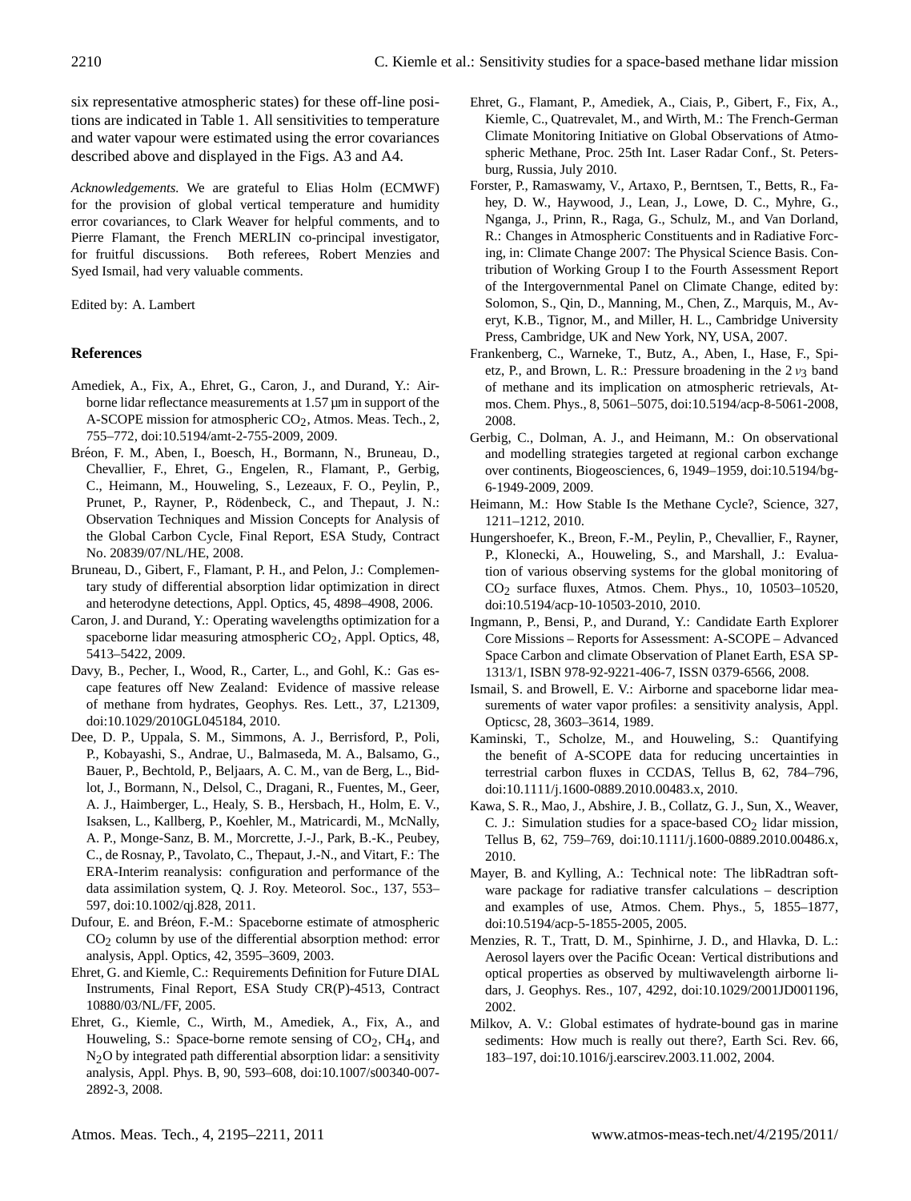six representative atmospheric states) for these off-line positions are indicated in Table 1. All sensitivities to temperature and water vapour were estimated using the error covariances described above and displayed in the Figs. A3 and A4.

*Acknowledgements.* We are grateful to Elias Holm (ECMWF) for the provision of global vertical temperature and humidity error covariances, to Clark Weaver for helpful comments, and to Pierre Flamant, the French MERLIN co-principal investigator, for fruitful discussions. Both referees, Robert Menzies and Syed Ismail, had very valuable comments.

Edited by: A. Lambert

## References

Amediek, A., Fix, A., Ehret, G., Caron, J., and Durand, Y.: Airborne lidar reflectance measurements at 1.57 µm in support of the A-SCOPE mission for atmospheric $CO_2$, Atmos. Meas. Tech., 2, 755–772, doi:10.5194/amt-2-755-2009, 2009.

Bréon, F. M., Aben, I., Boesch, H., Bormann, N., Bruneau, D., Chevallier, F., Ehret, G., Engelen, R., Flamant, P., Gerbig, C., Heimann, M., Houweling, S., Lezeaux, F. O., Peylin, P., Prunet, P., Rayner, P., Rödenbeck, C., and Thepaut, J. N.: Observation Techniques and Mission Concepts for Analysis of the Global Carbon Cycle, Final Report, ESA Study, Contract No. 20839/07/NL/HE, 2008.

Bruneau, D., Gibert, F., Flamant, P. H., and Pelon, J.: Complementary study of differential absorption lidar optimization in direct and heterodyne detections, Appl. Optics, 45, 4898–4908, 2006.

Caron, J. and Durand, Y.: Operating wavelengths optimization for a spaceborne lidar measuring atmospheric $CO_2$, Appl. Optics, 48, 5413–5422, 2009.

Davy, B., Pecher, I., Wood, R., Carter, L., and Gohl, K.: Gas escape features off New Zealand: Evidence of massive release of methane from hydrates, Geophys. Res. Lett., 37, L21309, doi:10.1029/2010GL045184, 2010.

Dee, D. P., Uppala, S. M., Simmons, A. J., Berrisford, P., Poli, P., Kobayashi, S., Andrae, U., Balmaseda, M. A., Balsamo, G., Bauer, P., Bechtold, P., Beljaars, A. C. M., van de Berg, L., Bidlot, J., Bormann, N., Delsol, C., Dragani, R., Fuentes, M., Geer, A. J., Haimberger, L., Healy, S. B., Hersbach, H., Holm, E. V., Isaksen, L., Kallberg, P., Koehler, M., Matricardi, M., McNally, A. P., Monge-Sanz, B. M., Morcrette, J.-J., Park, B.-K., Peubey, C., de Rosnay, P., Tavolato, C., Thepaut, J.-N., and Vitart, F.: The ERA-Interim reanalysis: configuration and performance of the data assimilation system, Q. J. Roy. Meteorol. Soc., 137, 553–597, doi:10.1002/qj.828, 2011.

Dufour, E. and Bréon, F.-M.: Spaceborne estimate of atmospheric $CO_2$ column by use of the differential absorption method: error analysis, Appl. Optics, 42, 3595–3609, 2003.

Ehret, G. and Kiemle, C.: Requirements Definition for Future DIAL Instruments, Final Report, ESA Study CR(P)-4513, Contract 10880/03/NL/FF, 2005.

Ehret, G., Kiemle, C., Wirth, M., Amediek, A., Fix, A., and Houweling, S.: Space-borne remote sensing of $CO_2$, $CH_4$, and $N_2O$ by integrated path differential absorption lidar: a sensitivity analysis, Appl. Phys. B, 90, 593–608, doi:10.1007/s00340-007-2892-3, 2008.

Ehret, G., Flamant, P., Amediek, A., Ciais, P., Gibert, F., Fix, A., Kiemle, C., Quatrevalet, M., and Wirth, M.: The French-German Climate Monitoring Initiative on Global Observations of Atmospheric Methane, Proc. 25th Int. Laser Radar Conf., St. Petersburg, Russia, July 2010.

Forster, P., Ramaswamy, V., Artaxo, P., Berntsen, T., Betts, R., Fahey, D. W., Haywood, J., Lean, J., Lowe, D. C., Myhre, G., Nganga, J., Prinn, R., Raga, G., Schulz, M., and Van Dorland, R.: Changes in Atmospheric Constituents and in Radiative Forcing, in: Climate Change 2007: The Physical Science Basis. Contribution of Working Group I to the Fourth Assessment Report of the Intergovernmental Panel on Climate Change, edited by: Solomon, S., Qin, D., Manning, M., Chen, Z., Marquis, M., Averyt, K.B., Tignor, M., and Miller, H. L., Cambridge University Press, Cambridge, UK and New York, NY, USA, 2007.

Frankenberg, C., Warneke, T., Butz, A., Aben, I., Hase, F., Spietz, P., and Brown, L. R.: Pressure broadening in the $2\,\nu_3$ band of methane and its implication on atmospheric retrievals, Atmos. Chem. Phys., 8, 5061–5075, doi:10.5194/acp-8-5061-2008, 2008.

Gerbig, C., Dolman, A. J., and Heimann, M.: On observational and modelling strategies targeted at regional carbon exchange over continents, Biogeosciences, 6, 1949–1959, doi:10.5194/bg-6-1949-2009, 2009.

Heimann, M.: How Stable Is the Methane Cycle?, Science, 327, 1211–1212, 2010.

Hungershoefer, K., Breon, F.-M., Peylin, P., Chevallier, F., Rayner, P., Klonecki, A., Houweling, S., and Marshall, J.: Evaluation of various observing systems for the global monitoring of $CO_2$ surface fluxes, Atmos. Chem. Phys., 10, 10503–10520, doi:10.5194/acp-10-10503-2010, 2010.

Ingmann, P., Bensi, P., and Durand, Y.: Candidate Earth Explorer Core Missions – Reports for Assessment: A-SCOPE – Advanced Space Carbon and climate Observation of Planet Earth, ESA SP-1313/1, ISBN 978-92-9221-406-7, ISSN 0379-6566, 2008.

Ismail, S. and Browell, E. V.: Airborne and spaceborne lidar measurements of water vapor profiles: a sensitivity analysis, Appl. Opticsc, 28, 3603–3614, 1989.

Kaminski, T., Scholze, M., and Houweling, S.: Quantifying the benefit of A-SCOPE data for reducing uncertainties in terrestrial carbon fluxes in CCDAS, Tellus B, 62, 784–796, doi:10.1111/j.1600-0889.2010.00483.x, 2010.

Kawa, S. R., Mao, J., Abshire, J. B., Collatz, G. J., Sun, X., Weaver, C. J.: Simulation studies for a space-based $CO_2$ lidar mission, Tellus B, 62, 759–769, doi:10.1111/j.1600-0889.2010.00486.x, 2010.

Mayer, B. and Kylling, A.: Technical note: The libRadtran software package for radiative transfer calculations – description and examples of use, Atmos. Chem. Phys., 5, 1855–1877, doi:10.5194/acp-5-1855-2005, 2005.

Menzies, R. T., Tratt, D. M., Spinhirne, J. D., and Hlavka, D. L.: Aerosol layers over the Pacific Ocean: Vertical distributions and optical properties as observed by multiwavelength airborne lidars, J. Geophys. Res., 107, 4292, doi:10.1029/2001JD001196, 2002.

Milkov, A. V.: Global estimates of hydrate-bound gas in marine sediments: How much is really out there?, Earth Sci. Rev. 66, 183–197, doi:10.1016/j.earscirev.2003.11.002, 2004.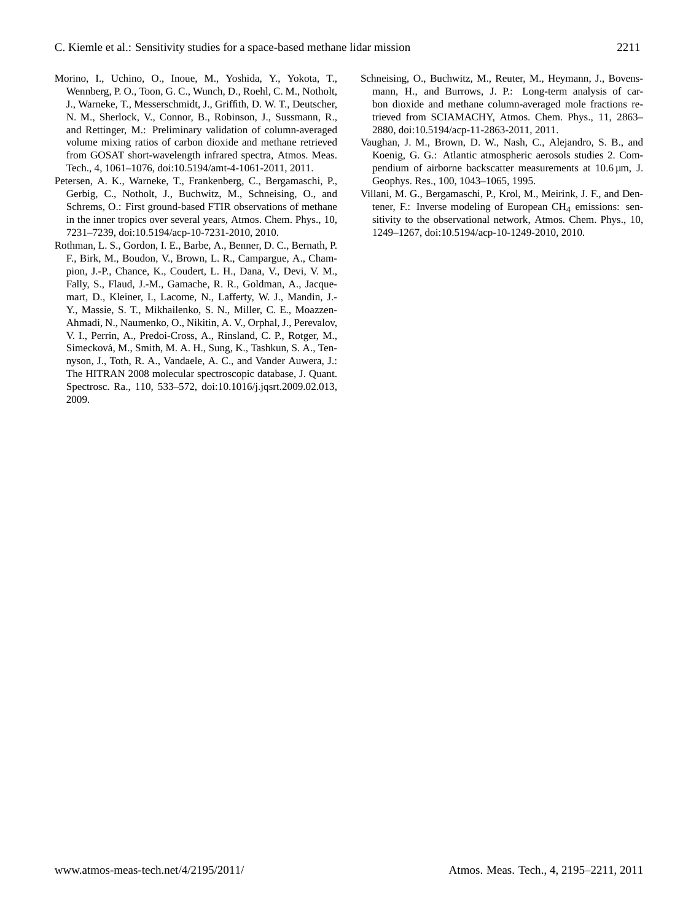Morino, I., Uchino, O., Inoue, M., Yoshida, Y., Yokota, T., Wennberg, P. O., Toon, G. C., Wunch, D., Roehl, C. M., Notholt, J., Warneke, T., Messerschmidt, J., Griffith, D. W. T., Deutscher, N. M., Sherlock, V., Connor, B., Robinson, J., Sussmann, R., and Rettinger, M.: Preliminary validation of column-averaged volume mixing ratios of carbon dioxide and methane retrieved from GOSAT short-wavelength infrared spectra, Atmos. Meas. Tech., 4, 1061–1076, doi:10.5194/amt-4-1061-2011, 2011.

Petersen, A. K., Warneke, T., Frankenberg, C., Bergamaschi, P., Gerbig, C., Notholt, J., Buchwitz, M., Schneising, O., and Schrems, O.: First ground-based FTIR observations of methane in the inner tropics over several years, Atmos. Chem. Phys., 10, 7231–7239, doi:10.5194/acp-10-7231-2010, 2010.

Rothman, L. S., Gordon, I. E., Barbe, A., Benner, D. C., Bernath, P. F., Birk, M., Boudon, V., Brown, L. R., Campargue, A., Champion, J.-P., Chance, K., Coudert, L. H., Dana, V., Devi, V. M., Fally, S., Flaud, J.-M., Gamache, R. R., Goldman, A., Jacquemart, D., Kleiner, I., Lacome, N., Lafferty, W. J., Mandin, J.-Y., Massie, S. T., Mikhailenko, S. N., Miller, C. E., Moazzen-Ahmadi, N., Naumenko, O., Nikitin, A. V., Orphal, J., Perevalov, V. I., Perrin, A., Predoi-Cross, A., Rinsland, C. P., Rotger, M., Simecková, M., Smith, M. A. H., Sung, K., Tashkun, S. A., Tennyson, J., Toth, R. A., Vandaele, A. C., and Vander Auwera, J.: The HITRAN 2008 molecular spectroscopic database, J. Quant. Spectrosc. Ra., 110, 533–572, doi:10.1016/j.jqsrt.2009.02.013, 2009.

Schneising, O., Buchwitz, M., Reuter, M., Heymann, J., Bovensmann, H., and Burrows, J. P.: Long-term analysis of carbon dioxide and methane column-averaged mole fractions retrieved from SCIAMACHY, Atmos. Chem. Phys., 11, 2863–2880, doi:10.5194/acp-11-2863-2011, 2011.

Vaughan, J. M., Brown, D. W., Nash, C., Alejandro, S. B., and Koenig, G. G.: Atlantic atmospheric aerosols studies 2. Compendium of airborne backscatter measurements at 10.6 μm, J. Geophys. Res., 100, 1043–1065, 1995.

Villani, M. G., Bergamaschi, P., Krol, M., Meirink, J. F., and Dentener, F.: Inverse modeling of European $CH_4$ emissions: sensitivity to the observational network, Atmos. Chem. Phys., 10, 1249–1267, doi:10.5194/acp-10-1249-2010, 2010.